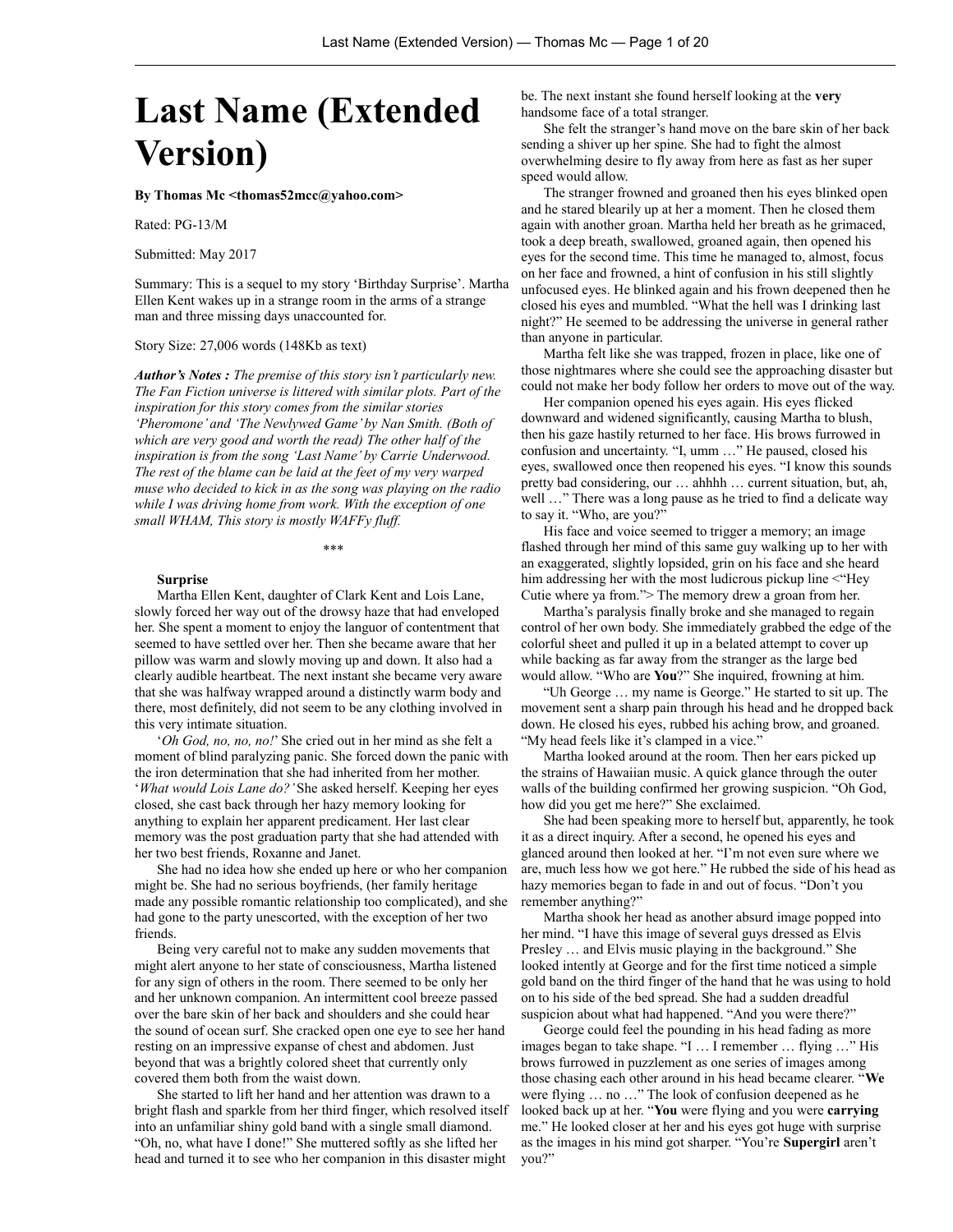# Last Name (Extended Version)

**By Thomas Mc <thomas52mcc@yahoo.com>**

Rated: PG-13/M

Submitted: May 2017

Summary: This is a sequel to my story 'Birthday Surprise'. Martha Ellen Kent wakes up in a strange room in the arms of a strange man and three missing days unaccounted for.

Story Size: 27,006 words (148Kb as text)

***Author's Notes :** The premise of this story isn't particularly new. The Fan Fiction universe is littered with similar plots. Part of the inspiration for this story comes from the similar stories 'Pheromone' and 'The Newlywed Game' by Nan Smith. (Both of which are very good and worth the read) The other half of the inspiration is from the song 'Last Name' by Carrie Underwood. The rest of the blame can be laid at the feet of my very warped muse who decided to kick in as the song was playing on the radio while I was driving home from work. With the exception of one small WHAM, This story is mostly WAFFy fluff.*

***

### Surprise

Martha Ellen Kent, daughter of Clark Kent and Lois Lane, slowly forced her way out of the drowsy haze that had enveloped her. She spent a moment to enjoy the languor of contentment that seemed to have settled over her. Then she became aware that her pillow was warm and slowly moving up and down. It also had a clearly audible heartbeat. The next instant she became very aware that she was halfway wrapped around a distinctly warm body and there, most definitely, did not seem to be any clothing involved in this very intimate situation.

'*Oh God, no, no, no!*' She cried out in her mind as she felt a moment of blind paralyzing panic. She forced down the panic with the iron determination that she had inherited from her mother. '*What would Lois Lane do?'* She asked herself. Keeping her eyes closed, she cast back through her hazy memory looking for anything to explain her apparent predicament. Her last clear memory was the post graduation party that she had attended with her two best friends, Roxanne and Janet.

She had no idea how she ended up here or who her companion might be. She had no serious boyfriends, (her family heritage made any possible romantic relationship too complicated), and she had gone to the party unescorted, with the exception of her two friends.

Being very careful not to make any sudden movements that might alert anyone to her state of consciousness, Martha listened for any sign of others in the room. There seemed to be only her and her unknown companion. An intermittent cool breeze passed over the bare skin of her back and shoulders and she could hear the sound of ocean surf. She cracked open one eye to see her hand resting on an impressive expanse of chest and abdomen. Just beyond that was a brightly colored sheet that currently only covered them both from the waist down.

She started to lift her hand and her attention was drawn to a bright flash and sparkle from her third finger, which resolved itself into an unfamiliar shiny gold band with a single small diamond. "Oh, no, what have I done!" She muttered softly as she lifted her head and turned it to see who her companion in this disaster might be. The next instant she found herself looking at the **very** handsome face of a total stranger.

She felt the stranger's hand move on the bare skin of her back sending a shiver up her spine. She had to fight the almost overwhelming desire to fly away from here as fast as her super speed would allow.

The stranger frowned and groaned then his eyes blinked open and he stared blearily up at her a moment. Then he closed them again with another groan. Martha held her breath as he grimaced, took a deep breath, swallowed, groaned again, then opened his eyes for the second time. This time he managed to, almost, focus on her face and frowned, a hint of confusion in his still slightly unfocused eyes. He blinked again and his frown deepened then he closed his eyes and mumbled. "What the hell was I drinking last night?" He seemed to be addressing the universe in general rather than anyone in particular.

Martha felt like she was trapped, frozen in place, like one of those nightmares where she could see the approaching disaster but could not make her body follow her orders to move out of the way.

Her companion opened his eyes again. His eyes flicked downward and widened significantly, causing Martha to blush, then his gaze hastily returned to her face. His brows furrowed in confusion and uncertainty. "I, umm …" He paused, closed his eyes, swallowed once then reopened his eyes. "I know this sounds pretty bad considering, our … ahhhh … current situation, but, ah, well …" There was a long pause as he tried to find a delicate way to say it. "Who, are you?"

His face and voice seemed to trigger a memory; an image flashed through her mind of this same guy walking up to her with an exaggerated, slightly lopsided, grin on his face and she heard him addressing her with the most ludicrous pickup line <"Hey Cutie where ya from."> The memory drew a groan from her.

Martha's paralysis finally broke and she managed to regain control of her own body. She immediately grabbed the edge of the colorful sheet and pulled it up in a belated attempt to cover up while backing as far away from the stranger as the large bed would allow. "Who are **You**?" She inquired, frowning at him.

"Uh George … my name is George." He started to sit up. The movement sent a sharp pain through his head and he dropped back down. He closed his eyes, rubbed his aching brow, and groaned. "My head feels like it's clamped in a vice."

Martha looked around at the room. Then her ears picked up the strains of Hawaiian music. A quick glance through the outer walls of the building confirmed her growing suspicion. "Oh God, how did you get me here?" She exclaimed.

She had been speaking more to herself but, apparently, he took it as a direct inquiry. After a second, he opened his eyes and glanced around then looked at her. "I'm not even sure where we are, much less how we got here." He rubbed the side of his head as hazy memories began to fade in and out of focus. "Don't you remember anything?"

Martha shook her head as another absurd image popped into her mind. "I have this image of several guys dressed as Elvis Presley … and Elvis music playing in the background." She looked intently at George and for the first time noticed a simple gold band on the third finger of the hand that he was using to hold on to his side of the bed spread. She had a sudden dreadful suspicion about what had happened. "And you were there?"

George could feel the pounding in his head fading as more images began to take shape. "I … I remember … flying …" His brows furrowed in puzzlement as one series of images among those chasing each other around in his head became clearer. "**We** were flying … no …" The look of confusion deepened as he looked back up at her. "**You** were flying and you were **carrying** me." He looked closer at her and his eyes got huge with surprise as the images in his mind got sharper. "You're **Supergirl** aren't you?"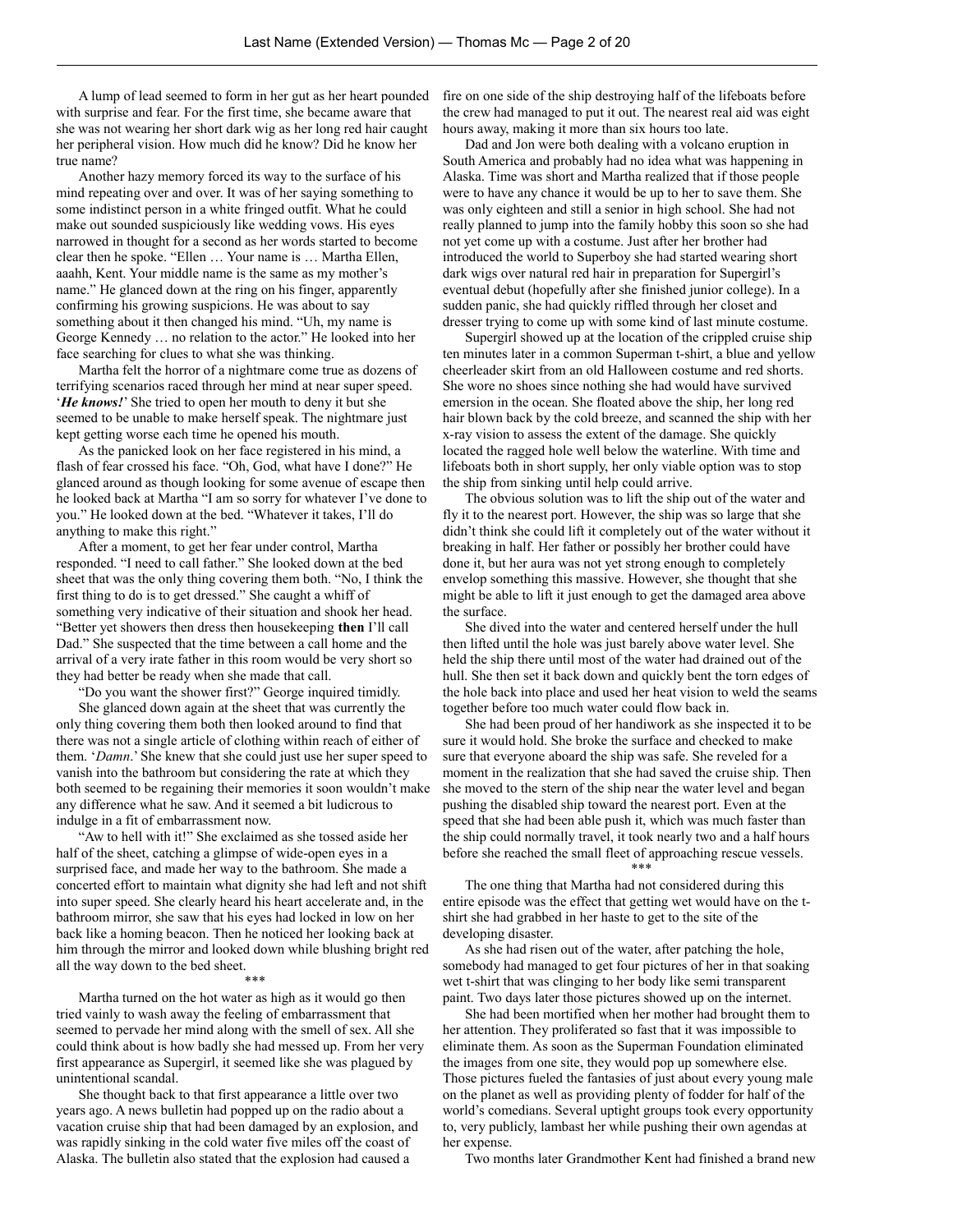A lump of lead seemed to form in her gut as her heart pounded with surprise and fear. For the first time, she became aware that she was not wearing her short dark wig as her long red hair caught her peripheral vision. How much did he know? Did he know her true name?

Another hazy memory forced its way to the surface of his mind repeating over and over. It was of her saying something to some indistinct person in a white fringed outfit. What he could make out sounded suspiciously like wedding vows. His eyes narrowed in thought for a second as her words started to become clear then he spoke. "Ellen … Your name is … Martha Ellen, aaahh, Kent. Your middle name is the same as my mother's name." He glanced down at the ring on his finger, apparently confirming his growing suspicions. He was about to say something about it then changed his mind. "Uh, my name is George Kennedy … no relation to the actor." He looked into her face searching for clues to what she was thinking.

Martha felt the horror of a nightmare come true as dozens of terrifying scenarios raced through her mind at near super speed. '***He knows!***' She tried to open her mouth to deny it but she seemed to be unable to make herself speak. The nightmare just kept getting worse each time he opened his mouth.

As the panicked look on her face registered in his mind, a flash of fear crossed his face. "Oh, God, what have I done?" He glanced around as though looking for some avenue of escape then he looked back at Martha "I am so sorry for whatever I've done to you." He looked down at the bed. "Whatever it takes, I'll do anything to make this right."

After a moment, to get her fear under control, Martha responded. "I need to call father." She looked down at the bed sheet that was the only thing covering them both. "No, I think the first thing to do is to get dressed." She caught a whiff of something very indicative of their situation and shook her head. "Better yet showers then dress then housekeeping **then** I'll call Dad." She suspected that the time between a call home and the arrival of a very irate father in this room would be very short so they had better be ready when she made that call.

"Do you want the shower first?" George inquired timidly.

She glanced down again at the sheet that was currently the only thing covering them both then looked around to find that there was not a single article of clothing within reach of either of them. '*Damn*.' She knew that she could just use her super speed to vanish into the bathroom but considering the rate at which they both seemed to be regaining their memories it soon wouldn't make any difference what he saw. And it seemed a bit ludicrous to indulge in a fit of embarrassment now.

"Aw to hell with it!" She exclaimed as she tossed aside her half of the sheet, catching a glimpse of wide-open eyes in a surprised face, and made her way to the bathroom. She made a concerted effort to maintain what dignity she had left and not shift into super speed. She clearly heard his heart accelerate and, in the bathroom mirror, she saw that his eyes had locked in low on her back like a homing beacon. Then he noticed her looking back at him through the mirror and looked down while blushing bright red all the way down to the bed sheet.

\*\*\*

Martha turned on the hot water as high as it would go then tried vainly to wash away the feeling of embarrassment that seemed to pervade her mind along with the smell of sex. All she could think about is how badly she had messed up. From her very first appearance as Supergirl, it seemed like she was plagued by unintentional scandal.

She thought back to that first appearance a little over two years ago. A news bulletin had popped up on the radio about a vacation cruise ship that had been damaged by an explosion, and was rapidly sinking in the cold water five miles off the coast of Alaska. The bulletin also stated that the explosion had caused a fire on one side of the ship destroying half of the lifeboats before the crew had managed to put it out. The nearest real aid was eight hours away, making it more than six hours too late.

Dad and Jon were both dealing with a volcano eruption in South America and probably had no idea what was happening in Alaska. Time was short and Martha realized that if those people were to have any chance it would be up to her to save them. She was only eighteen and still a senior in high school. She had not really planned to jump into the family hobby this soon so she had not yet come up with a costume. Just after her brother had introduced the world to Superboy she had started wearing short dark wigs over natural red hair in preparation for Supergirl's eventual debut (hopefully after she finished junior college). In a sudden panic, she had quickly riffled through her closet and dresser trying to come up with some kind of last minute costume.

Supergirl showed up at the location of the crippled cruise ship ten minutes later in a common Superman t-shirt, a blue and yellow cheerleader skirt from an old Halloween costume and red shorts. She wore no shoes since nothing she had would have survived emersion in the ocean. She floated above the ship, her long red hair blown back by the cold breeze, and scanned the ship with her x-ray vision to assess the extent of the damage. She quickly located the ragged hole well below the waterline. With time and lifeboats both in short supply, her only viable option was to stop the ship from sinking until help could arrive.

The obvious solution was to lift the ship out of the water and fly it to the nearest port. However, the ship was so large that she didn't think she could lift it completely out of the water without it breaking in half. Her father or possibly her brother could have done it, but her aura was not yet strong enough to completely envelop something this massive. However, she thought that she might be able to lift it just enough to get the damaged area above the surface.

She dived into the water and centered herself under the hull then lifted until the hole was just barely above water level. She held the ship there until most of the water had drained out of the hull. She then set it back down and quickly bent the torn edges of the hole back into place and used her heat vision to weld the seams together before too much water could flow back in.

She had been proud of her handiwork as she inspected it to be sure it would hold. She broke the surface and checked to make sure that everyone aboard the ship was safe. She reveled for a moment in the realization that she had saved the cruise ship. Then she moved to the stern of the ship near the water level and began pushing the disabled ship toward the nearest port. Even at the speed that she had been able push it, which was much faster than the ship could normally travel, it took nearly two and a half hours before she reached the small fleet of approaching rescue vessels.

\*\*\*

The one thing that Martha had not considered during this entire episode was the effect that getting wet would have on the t-shirt she had grabbed in her haste to get to the site of the developing disaster.

As she had risen out of the water, after patching the hole, somebody had managed to get four pictures of her in that soaking wet t-shirt that was clinging to her body like semi transparent paint. Two days later those pictures showed up on the internet.

She had been mortified when her mother had brought them to her attention. They proliferated so fast that it was impossible to eliminate them. As soon as the Superman Foundation eliminated the images from one site, they would pop up somewhere else. Those pictures fueled the fantasies of just about every young male on the planet as well as providing plenty of fodder for half of the world's comedians. Several uptight groups took every opportunity to, very publicly, lambast her while pushing their own agendas at her expense.

Two months later Grandmother Kent had finished a brand new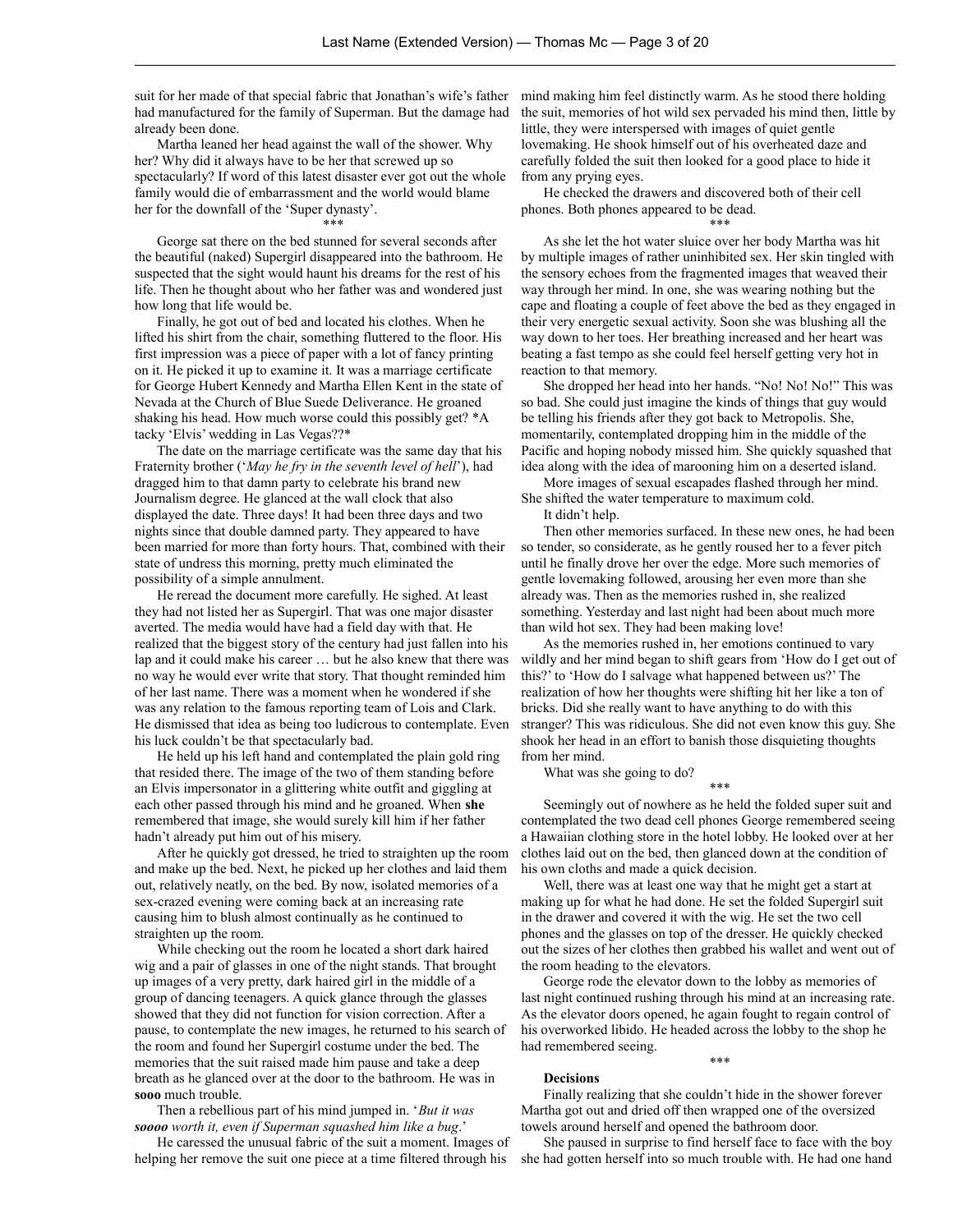suit for her made of that special fabric that Jonathan's wife's father had manufactured for the family of Superman. But the damage had already been done.

Martha leaned her head against the wall of the shower. Why her? Why did it always have to be her that screwed up so spectacularly? If word of this latest disaster ever got out the whole family would die of embarrassment and the world would blame her for the downfall of the 'Super dynasty'.

\*\*\*

George sat there on the bed stunned for several seconds after the beautiful (naked) Supergirl disappeared into the bathroom. He suspected that the sight would haunt his dreams for the rest of his life. Then he thought about who her father was and wondered just how long that life would be.

Finally, he got out of bed and located his clothes. When he lifted his shirt from the chair, something fluttered to the floor. His first impression was a piece of paper with a lot of fancy printing on it. He picked it up to examine it. It was a marriage certificate for George Hubert Kennedy and Martha Ellen Kent in the state of Nevada at the Church of Blue Suede Deliverance. He groaned shaking his head. How much worse could this possibly get? *A tacky 'Elvis' wedding in Las Vegas??*

The date on the marriage certificate was the same day that his Fraternity brother ('*May he fry in the seventh level of hell*'), had dragged him to that damn party to celebrate his brand new Journalism degree. He glanced at the wall clock that also displayed the date. Three days! It had been three days and two nights since that double damned party. They appeared to have been married for more than forty hours. That, combined with their state of undress this morning, pretty much eliminated the possibility of a simple annulment.

He reread the document more carefully. He sighed. At least they had not listed her as Supergirl. That was one major disaster averted. The media would have had a field day with that. He realized that the biggest story of the century had just fallen into his lap and it could make his career … but he also knew that there was no way he would ever write that story. That thought reminded him of her last name. There was a moment when he wondered if she was any relation to the famous reporting team of Lois and Clark. He dismissed that idea as being too ludicrous to contemplate. Even his luck couldn't be that spectacularly bad.

He held up his left hand and contemplated the plain gold ring that resided there. The image of the two of them standing before an Elvis impersonator in a glittering white outfit and giggling at each other passed through his mind and he groaned. When **she** remembered that image, she would surely kill him if her father hadn't already put him out of his misery.

After he quickly got dressed, he tried to straighten up the room and make up the bed. Next, he picked up her clothes and laid them out, relatively neatly, on the bed. By now, isolated memories of a sex-crazed evening were coming back at an increasing rate causing him to blush almost continually as he continued to straighten up the room.

While checking out the room he located a short dark haired wig and a pair of glasses in one of the night stands. That brought up images of a very pretty, dark haired girl in the middle of a group of dancing teenagers. A quick glance through the glasses showed that they did not function for vision correction. After a pause, to contemplate the new images, he returned to his search of the room and found her Supergirl costume under the bed. The memories that the suit raised made him pause and take a deep breath as he glanced over at the door to the bathroom. He was in **sooo** much trouble.

Then a rebellious part of his mind jumped in. '*But it was **soooo** worth it, even if Superman squashed him like a bug*.'

He caressed the unusual fabric of the suit a moment. Images of helping her remove the suit one piece at a time filtered through his mind making him feel distinctly warm. As he stood there holding the suit, memories of hot wild sex pervaded his mind then, little by little, they were interspersed with images of quiet gentle lovemaking. He shook himself out of his overheated daze and carefully folded the suit then looked for a good place to hide it from any prying eyes.

He checked the drawers and discovered both of their cell phones. Both phones appeared to be dead.

\*\*\*

As she let the hot water sluice over her body Martha was hit by multiple images of rather uninhibited sex. Her skin tingled with the sensory echoes from the fragmented images that weaved their way through her mind. In one, she was wearing nothing but the cape and floating a couple of feet above the bed as they engaged in their very energetic sexual activity. Soon she was blushing all the way down to her toes. Her breathing increased and her heart was beating a fast tempo as she could feel herself getting very hot in reaction to that memory.

She dropped her head into her hands. "No! No! No!" This was so bad. She could just imagine the kinds of things that guy would be telling his friends after they got back to Metropolis. She, momentarily, contemplated dropping him in the middle of the Pacific and hoping nobody missed him. She quickly squashed that idea along with the idea of marooning him on a deserted island.

More images of sexual escapades flashed through her mind. She shifted the water temperature to maximum cold.

It didn't help.

Then other memories surfaced. In these new ones, he had been so tender, so considerate, as he gently roused her to a fever pitch until he finally drove her over the edge. More such memories of gentle lovemaking followed, arousing her even more than she already was. Then as the memories rushed in, she realized something. Yesterday and last night had been about much more than wild hot sex. They had been making love!

As the memories rushed in, her emotions continued to vary wildly and her mind began to shift gears from 'How do I get out of this?' to 'How do I salvage what happened between us?' The realization of how her thoughts were shifting hit her like a ton of bricks. Did she really want to have anything to do with this stranger? This was ridiculous. She did not even know this guy. She shook her head in an effort to banish those disquieting thoughts from her mind.

What was she going to do?

\*\*\*

Seemingly out of nowhere as he held the folded super suit and contemplated the two dead cell phones George remembered seeing a Hawaiian clothing store in the hotel lobby. He looked over at her clothes laid out on the bed, then glanced down at the condition of his own cloths and made a quick decision.

Well, there was at least one way that he might get a start at making up for what he had done. He set the folded Supergirl suit in the drawer and covered it with the wig. He set the two cell phones and the glasses on top of the dresser. He quickly checked out the sizes of her clothes then grabbed his wallet and went out of the room heading to the elevators.

George rode the elevator down to the lobby as memories of last night continued rushing through his mind at an increasing rate. As the elevator doors opened, he again fought to regain control of his overworked libido. He headed across the lobby to the shop he had remembered seeing.

\*\*\*

**Decisions**

Finally realizing that she couldn't hide in the shower forever Martha got out and dried off then wrapped one of the oversized towels around herself and opened the bathroom door.

She paused in surprise to find herself face to face with the boy she had gotten herself into so much trouble with. He had one hand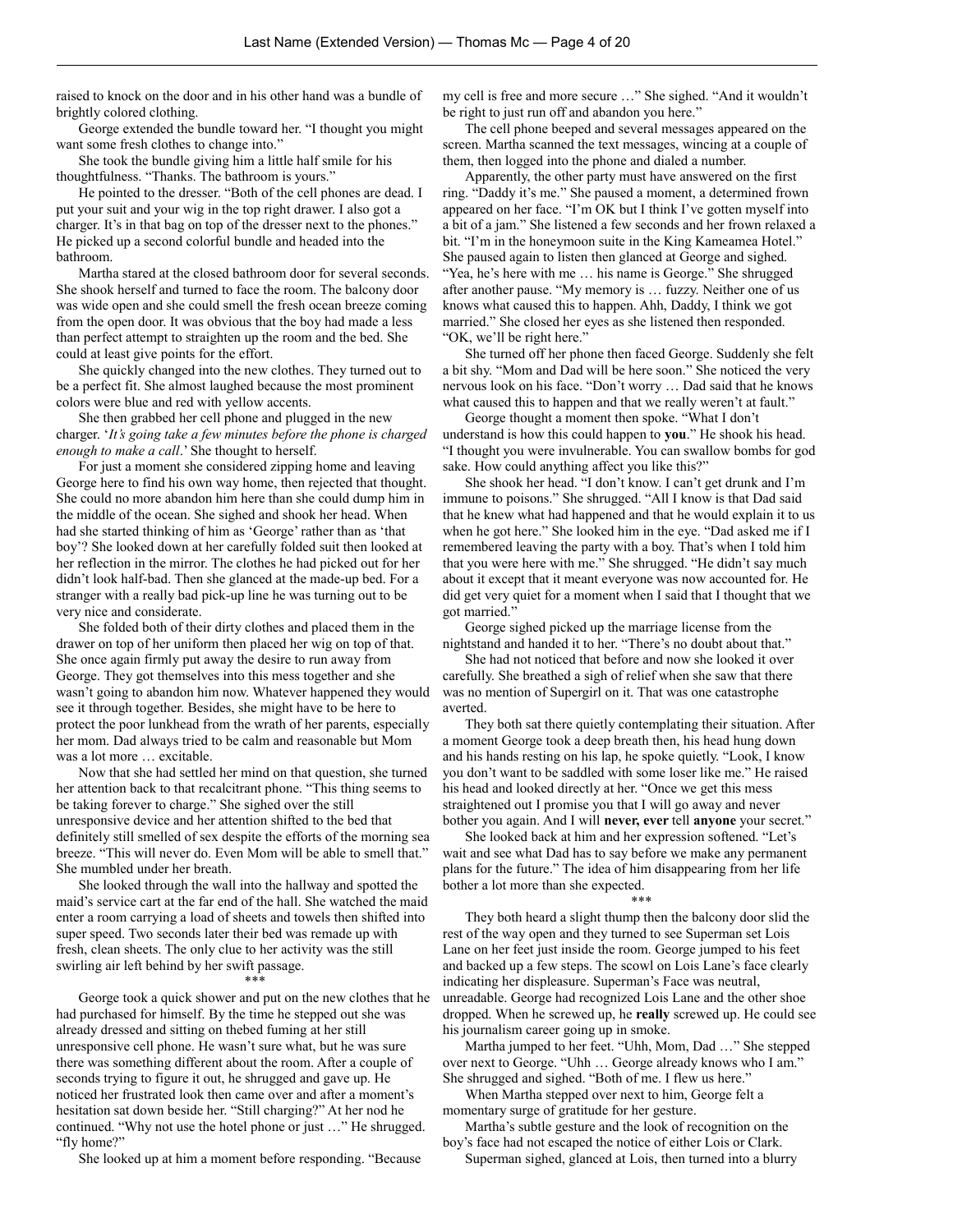raised to knock on the door and in his other hand was a bundle of brightly colored clothing.

George extended the bundle toward her. "I thought you might want some fresh clothes to change into."

She took the bundle giving him a little half smile for his thoughtfulness. "Thanks. The bathroom is yours."

He pointed to the dresser. "Both of the cell phones are dead. I put your suit and your wig in the top right drawer. I also got a charger. It's in that bag on top of the dresser next to the phones." He picked up a second colorful bundle and headed into the bathroom.

Martha stared at the closed bathroom door for several seconds. She shook herself and turned to face the room. The balcony door was wide open and she could smell the fresh ocean breeze coming from the open door. It was obvious that the boy had made a less than perfect attempt to straighten up the room and the bed. She could at least give points for the effort.

She quickly changed into the new clothes. They turned out to be a perfect fit. She almost laughed because the most prominent colors were blue and red with yellow accents.

She then grabbed her cell phone and plugged in the new charger. '*It's going take a few minutes before the phone is charged enough to make a call*.' She thought to herself.

For just a moment she considered zipping home and leaving George here to find his own way home, then rejected that thought. She could no more abandon him here than she could dump him in the middle of the ocean. She sighed and shook her head. When had she started thinking of him as 'George' rather than as 'that boy'? She looked down at her carefully folded suit then looked at her reflection in the mirror. The clothes he had picked out for her didn't look half-bad. Then she glanced at the made-up bed. For a stranger with a really bad pick-up line he was turning out to be very nice and considerate.

She folded both of their dirty clothes and placed them in the drawer on top of her uniform then placed her wig on top of that. She once again firmly put away the desire to run away from George. They got themselves into this mess together and she wasn't going to abandon him now. Whatever happened they would see it through together. Besides, she might have to be here to protect the poor lunkhead from the wrath of her parents, especially her mom. Dad always tried to be calm and reasonable but Mom was a lot more … excitable.

Now that she had settled her mind on that question, she turned her attention back to that recalcitrant phone. "This thing seems to be taking forever to charge." She sighed over the still unresponsive device and her attention shifted to the bed that definitely still smelled of sex despite the efforts of the morning sea breeze. "This will never do. Even Mom will be able to smell that." She mumbled under her breath.

She looked through the wall into the hallway and spotted the maid's service cart at the far end of the hall. She watched the maid enter a room carrying a load of sheets and towels then shifted into super speed. Two seconds later their bed was remade up with fresh, clean sheets. The only clue to her activity was the still swirling air left behind by her swift passage.

\*\*\*

George took a quick shower and put on the new clothes that he had purchased for himself. By the time he stepped out she was already dressed and sitting on thebed fuming at her still unresponsive cell phone. He wasn't sure what, but he was sure there was something different about the room. After a couple of seconds trying to figure it out, he shrugged and gave up. He noticed her frustrated look then came over and after a moment's hesitation sat down beside her. "Still charging?" At her nod he continued. "Why not use the hotel phone or just …" He shrugged. "fly home?"

She looked up at him a moment before responding. "Because my cell is free and more secure …" She sighed. "And it wouldn't be right to just run off and abandon you here."

The cell phone beeped and several messages appeared on the screen. Martha scanned the text messages, wincing at a couple of them, then logged into the phone and dialed a number.

Apparently, the other party must have answered on the first ring. "Daddy it's me." She paused a moment, a determined frown appeared on her face. "I'm OK but I think I've gotten myself into a bit of a jam." She listened a few seconds and her frown relaxed a bit. "I'm in the honeymoon suite in the King Kameamea Hotel." She paused again to listen then glanced at George and sighed. "Yea, he's here with me … his name is George." She shrugged after another pause. "My memory is … fuzzy. Neither one of us knows what caused this to happen. Ahh, Daddy, I think we got married." She closed her eyes as she listened then responded. "OK, we'll be right here."

She turned off her phone then faced George. Suddenly she felt a bit shy. "Mom and Dad will be here soon." She noticed the very nervous look on his face. "Don't worry … Dad said that he knows what caused this to happen and that we really weren't at fault."

George thought a moment then spoke. "What I don't understand is how this could happen to **you**." He shook his head. "I thought you were invulnerable. You can swallow bombs for god sake. How could anything affect you like this?"

She shook her head. "I don't know. I can't get drunk and I'm immune to poisons." She shrugged. "All I know is that Dad said that he knew what had happened and that he would explain it to us when he got here." She looked him in the eye. "Dad asked me if I remembered leaving the party with a boy. That's when I told him that you were here with me." She shrugged. "He didn't say much about it except that it meant everyone was now accounted for. He did get very quiet for a moment when I said that I thought that we got married."

George sighed picked up the marriage license from the nightstand and handed it to her. "There's no doubt about that."

She had not noticed that before and now she looked it over carefully. She breathed a sigh of relief when she saw that there was no mention of Supergirl on it. That was one catastrophe averted.

They both sat there quietly contemplating their situation. After a moment George took a deep breath then, his head hung down and his hands resting on his lap, he spoke quietly. "Look, I know you don't want to be saddled with some loser like me." He raised his head and looked directly at her. "Once we get this mess straightened out I promise you that I will go away and never bother you again. And I will **never, ever** tell **anyone** your secret."

She looked back at him and her expression softened. "Let's wait and see what Dad has to say before we make any permanent plans for the future." The idea of him disappearing from her life bother a lot more than she expected.

\*\*\*

They both heard a slight thump then the balcony door slid the rest of the way open and they turned to see Superman set Lois Lane on her feet just inside the room. George jumped to his feet and backed up a few steps. The scowl on Lois Lane's face clearly indicating her displeasure. Superman's Face was neutral, unreadable. George had recognized Lois Lane and the other shoe dropped. When he screwed up, he **really** screwed up. He could see his journalism career going up in smoke.

Martha jumped to her feet. "Uhh, Mom, Dad …" She stepped over next to George. "Uhh … George already knows who I am." She shrugged and sighed. "Both of me. I flew us here."

When Martha stepped over next to him, George felt a momentary surge of gratitude for her gesture.

Martha's subtle gesture and the look of recognition on the boy's face had not escaped the notice of either Lois or Clark.

Superman sighed, glanced at Lois, then turned into a blurry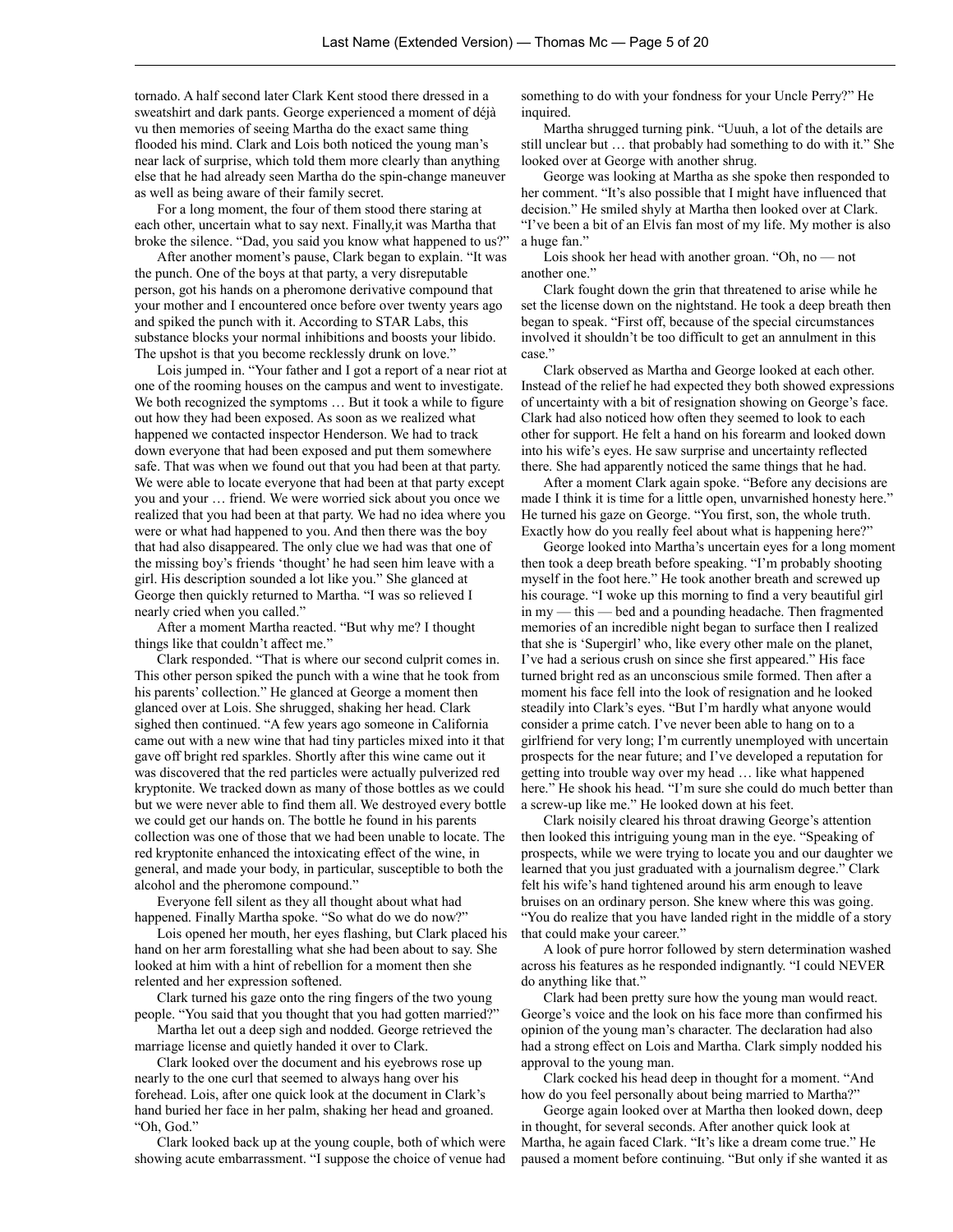tornado. A half second later Clark Kent stood there dressed in a sweatshirt and dark pants. George experienced a moment of déjà vu then memories of seeing Martha do the exact same thing flooded his mind. Clark and Lois both noticed the young man's near lack of surprise, which told them more clearly than anything else that he had already seen Martha do the spin-change maneuver as well as being aware of their family secret.

For a long moment, the four of them stood there staring at each other, uncertain what to say next. Finally,it was Martha that broke the silence. "Dad, you said you know what happened to us?"

After another moment's pause, Clark began to explain. "It was the punch. One of the boys at that party, a very disreputable person, got his hands on a pheromone derivative compound that your mother and I encountered once before over twenty years ago and spiked the punch with it. According to STAR Labs, this substance blocks your normal inhibitions and boosts your libido. The upshot is that you become recklessly drunk on love."

Lois jumped in. "Your father and I got a report of a near riot at one of the rooming houses on the campus and went to investigate. We both recognized the symptoms … But it took a while to figure out how they had been exposed. As soon as we realized what happened we contacted inspector Henderson. We had to track down everyone that had been exposed and put them somewhere safe. That was when we found out that you had been at that party. We were able to locate everyone that had been at that party except you and your … friend. We were worried sick about you once we realized that you had been at that party. We had no idea where you were or what had happened to you. And then there was the boy that had also disappeared. The only clue we had was that one of the missing boy's friends 'thought' he had seen him leave with a girl. His description sounded a lot like you." She glanced at George then quickly returned to Martha. "I was so relieved I nearly cried when you called."

After a moment Martha reacted. "But why me? I thought things like that couldn't affect me."

Clark responded. "That is where our second culprit comes in. This other person spiked the punch with a wine that he took from his parents' collection." He glanced at George a moment then glanced over at Lois. She shrugged, shaking her head. Clark sighed then continued. "A few years ago someone in California came out with a new wine that had tiny particles mixed into it that gave off bright red sparkles. Shortly after this wine came out it was discovered that the red particles were actually pulverized red kryptonite. We tracked down as many of those bottles as we could but we were never able to find them all. We destroyed every bottle we could get our hands on. The bottle he found in his parents collection was one of those that we had been unable to locate. The red kryptonite enhanced the intoxicating effect of the wine, in general, and made your body, in particular, susceptible to both the alcohol and the pheromone compound."

Everyone fell silent as they all thought about what had happened. Finally Martha spoke. "So what do we do now?"

Lois opened her mouth, her eyes flashing, but Clark placed his hand on her arm forestalling what she had been about to say. She looked at him with a hint of rebellion for a moment then she relented and her expression softened.

Clark turned his gaze onto the ring fingers of the two young people. "You said that you thought that you had gotten married?"

Martha let out a deep sigh and nodded. George retrieved the marriage license and quietly handed it over to Clark.

Clark looked over the document and his eyebrows rose up nearly to the one curl that seemed to always hang over his forehead. Lois, after one quick look at the document in Clark's hand buried her face in her palm, shaking her head and groaned. "Oh, God."

Clark looked back up at the young couple, both of which were showing acute embarrassment. "I suppose the choice of venue had something to do with your fondness for your Uncle Perry?" He inquired.

Martha shrugged turning pink. "Uuuh, a lot of the details are still unclear but … that probably had something to do with it." She looked over at George with another shrug.

George was looking at Martha as she spoke then responded to her comment. "It's also possible that I might have influenced that decision." He smiled shyly at Martha then looked over at Clark. "I've been a bit of an Elvis fan most of my life. My mother is also a huge fan."

Lois shook her head with another groan. "Oh, no — not another one."

Clark fought down the grin that threatened to arise while he set the license down on the nightstand. He took a deep breath then began to speak. "First off, because of the special circumstances involved it shouldn't be too difficult to get an annulment in this case."

Clark observed as Martha and George looked at each other. Instead of the relief he had expected they both showed expressions of uncertainty with a bit of resignation showing on George's face. Clark had also noticed how often they seemed to look to each other for support. He felt a hand on his forearm and looked down into his wife's eyes. He saw surprise and uncertainty reflected there. She had apparently noticed the same things that he had.

After a moment Clark again spoke. "Before any decisions are made I think it is time for a little open, unvarnished honesty here." He turned his gaze on George. "You first, son, the whole truth. Exactly how do you really feel about what is happening here?"

George looked into Martha's uncertain eyes for a long moment then took a deep breath before speaking. "I'm probably shooting myself in the foot here." He took another breath and screwed up his courage. "I woke up this morning to find a very beautiful girl in my — this — bed and a pounding headache. Then fragmented memories of an incredible night began to surface then I realized that she is 'Supergirl' who, like every other male on the planet, I've had a serious crush on since she first appeared." His face turned bright red as an unconscious smile formed. Then after a moment his face fell into the look of resignation and he looked steadily into Clark's eyes. "But I'm hardly what anyone would consider a prime catch. I've never been able to hang on to a girlfriend for very long; I'm currently unemployed with uncertain prospects for the near future; and I've developed a reputation for getting into trouble way over my head … like what happened here." He shook his head. "I'm sure she could do much better than a screw-up like me." He looked down at his feet.

Clark noisily cleared his throat drawing George's attention then looked this intriguing young man in the eye. "Speaking of prospects, while we were trying to locate you and our daughter we learned that you just graduated with a journalism degree." Clark felt his wife's hand tightened around his arm enough to leave bruises on an ordinary person. She knew where this was going. "You do realize that you have landed right in the middle of a story that could make your career."

A look of pure horror followed by stern determination washed across his features as he responded indignantly. "I could NEVER do anything like that."

Clark had been pretty sure how the young man would react. George's voice and the look on his face more than confirmed his opinion of the young man's character. The declaration had also had a strong effect on Lois and Martha. Clark simply nodded his approval to the young man.

Clark cocked his head deep in thought for a moment. "And how do you feel personally about being married to Martha?"

George again looked over at Martha then looked down, deep in thought, for several seconds. After another quick look at Martha, he again faced Clark. "It's like a dream come true." He paused a moment before continuing. "But only if she wanted it as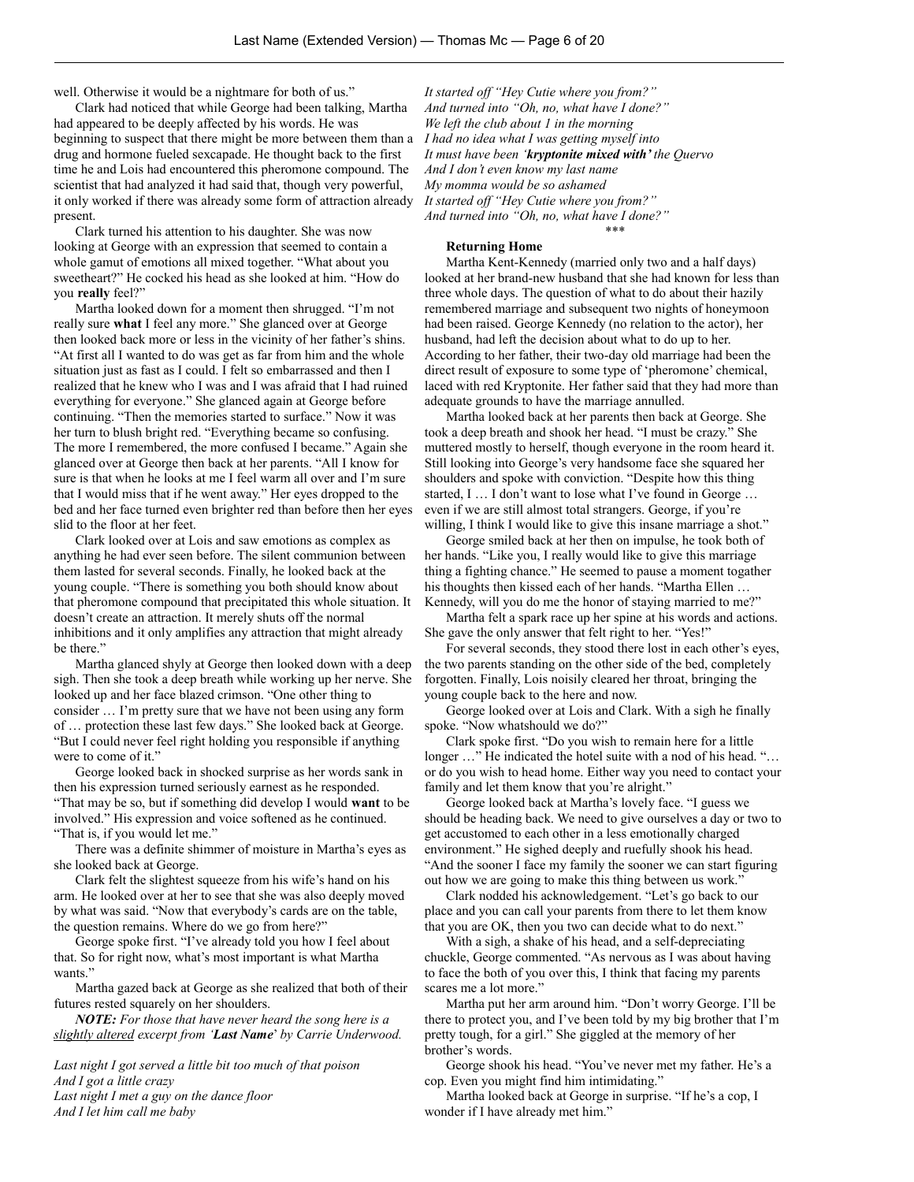well. Otherwise it would be a nightmare for both of us."

Clark had noticed that while George had been talking, Martha had appeared to be deeply affected by his words. He was beginning to suspect that there might be more between them than a drug and hormone fueled sexcapade. He thought back to the first time he and Lois had encountered this pheromone compound. The scientist that had analyzed it had said that, though very powerful, it only worked if there was already some form of attraction already present.

Clark turned his attention to his daughter. She was now looking at George with an expression that seemed to contain a whole gamut of emotions all mixed together. "What about you sweetheart?" He cocked his head as she looked at him. "How do you **really** feel?"

Martha looked down for a moment then shrugged. "I'm not really sure **what** I feel any more." She glanced over at George then looked back more or less in the vicinity of her father's shins. "At first all I wanted to do was get as far from him and the whole situation just as fast as I could. I felt so embarrassed and then I realized that he knew who I was and I was afraid that I had ruined everything for everyone." She glanced again at George before continuing. "Then the memories started to surface." Now it was her turn to blush bright red. "Everything became so confusing. The more I remembered, the more confused I became." Again she glanced over at George then back at her parents. "All I know for sure is that when he looks at me I feel warm all over and I'm sure that I would miss that if he went away." Her eyes dropped to the bed and her face turned even brighter red than before then her eyes slid to the floor at her feet.

Clark looked over at Lois and saw emotions as complex as anything he had ever seen before. The silent communion between them lasted for several seconds. Finally, he looked back at the young couple. "There is something you both should know about that pheromone compound that precipitated this whole situation. It doesn't create an attraction. It merely shuts off the normal inhibitions and it only amplifies any attraction that might already be there."

Martha glanced shyly at George then looked down with a deep sigh. Then she took a deep breath while working up her nerve. She looked up and her face blazed crimson. "One other thing to consider … I'm pretty sure that we have not been using any form of … protection these last few days." She looked back at George. "But I could never feel right holding you responsible if anything were to come of it."

George looked back in shocked surprise as her words sank in then his expression turned seriously earnest as he responded. "That may be so, but if something did develop I would **want** to be involved." His expression and voice softened as he continued. "That is, if you would let me."

There was a definite shimmer of moisture in Martha's eyes as she looked back at George.

Clark felt the slightest squeeze from his wife's hand on his arm. He looked over at her to see that she was also deeply moved by what was said. "Now that everybody's cards are on the table, the question remains. Where do we go from here?"

George spoke first. "I've already told you how I feel about that. So for right now, what's most important is what Martha wants."

Martha gazed back at George as she realized that both of their futures rested squarely on her shoulders.

***NOTE:*** *For those that have never heard the song here is a* *__slightly altered__* *excerpt from '****Last Name****' by Carrie Underwood.*

*Last night I got served a little bit too much of that poison*
*And I got a little crazy*
*Last night I met a guy on the dance floor*
*And I let him call me baby*
*It started off "Hey Cutie where you from?"*
*And turned into "Oh, no, what have I done?"*
*We left the club about 1 in the morning*
*I had no idea what I was getting myself into*
*It must have been '****kryptonite mixed with'*** *the Quervo*
*And I don't even know my last name*
*My momma would be so ashamed*
*It started off "Hey Cutie where you from?"*
*And turned into "Oh, no, what have I done?"*

\*\*\*

**Returning Home**

Martha Kent-Kennedy (married only two and a half days) looked at her brand-new husband that she had known for less than three whole days. The question of what to do about their hazily remembered marriage and subsequent two nights of honeymoon had been raised. George Kennedy (no relation to the actor), her husband, had left the decision about what to do up to her. According to her father, their two-day old marriage had been the direct result of exposure to some type of 'pheromone' chemical, laced with red Kryptonite. Her father said that they had more than adequate grounds to have the marriage annulled.

Martha looked back at her parents then back at George. She took a deep breath and shook her head. "I must be crazy." She muttered mostly to herself, though everyone in the room heard it. Still looking into George's very handsome face she squared her shoulders and spoke with conviction. "Despite how this thing started, I … I don't want to lose what I've found in George … even if we are still almost total strangers. George, if you're willing, I think I would like to give this insane marriage a shot."

George smiled back at her then on impulse, he took both of her hands. "Like you, I really would like to give this marriage thing a fighting chance." He seemed to pause a moment togather his thoughts then kissed each of her hands. "Martha Ellen … Kennedy, will you do me the honor of staying married to me?"

Martha felt a spark race up her spine at his words and actions. She gave the only answer that felt right to her. "Yes!"

For several seconds, they stood there lost in each other's eyes, the two parents standing on the other side of the bed, completely forgotten. Finally, Lois noisily cleared her throat, bringing the young couple back to the here and now.

George looked over at Lois and Clark. With a sigh he finally spoke. "Now whatshould we do?"

Clark spoke first. "Do you wish to remain here for a little longer …" He indicated the hotel suite with a nod of his head. "… or do you wish to head home. Either way you need to contact your family and let them know that you're alright."

George looked back at Martha's lovely face. "I guess we should be heading back. We need to give ourselves a day or two to get accustomed to each other in a less emotionally charged environment." He sighed deeply and ruefully shook his head. "And the sooner I face my family the sooner we can start figuring out how we are going to make this thing between us work."

Clark nodded his acknowledgement. "Let's go back to our place and you can call your parents from there to let them know that you are OK, then you two can decide what to do next."

With a sigh, a shake of his head, and a self-depreciating chuckle, George commented. "As nervous as I was about having to face the both of you over this, I think that facing my parents scares me a lot more."

Martha put her arm around him. "Don't worry George. I'll be there to protect you, and I've been told by my big brother that I'm pretty tough, for a girl." She giggled at the memory of her brother's words.

George shook his head. "You've never met my father. He's a cop. Even you might find him intimidating."

Martha looked back at George in surprise. "If he's a cop, I wonder if I have already met him."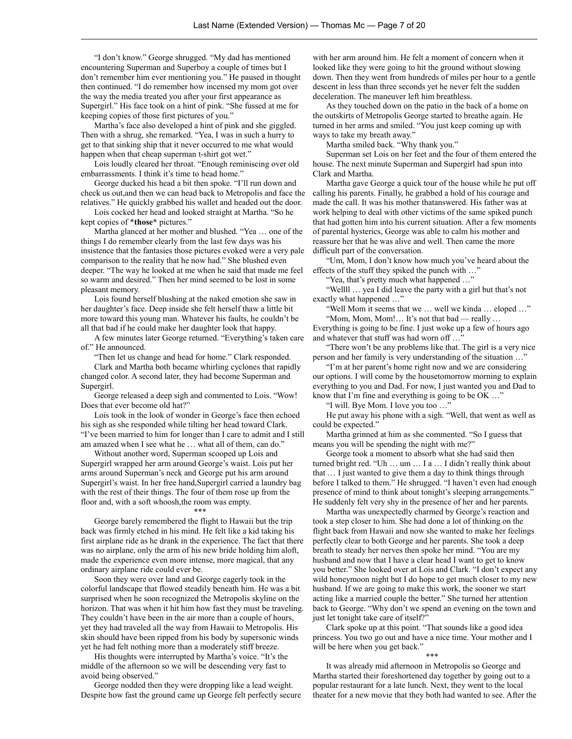"I don't know." George shrugged. "My dad has mentioned encountering Superman and Superboy a couple of times but I don't remember him ever mentioning you." He paused in thought then continued. "I do remember how incensed my mom got over the way the media treated you after your first appearance as Supergirl." His face took on a hint of pink. "She fussed at me for keeping copies of those first pictures of you."

Martha's face also developed a hint of pink and she giggled. Then with a shrug, she remarked. "Yea, I was in such a hurry to get to that sinking ship that it never occurred to me what would happen when that cheap superman t-shirt got wet."

Lois loudly cleared her throat. "Enough reminiscing over old embarrassments. I think it's time to head home."

George ducked his head a bit then spoke. "I'll run down and check us out,and then we can head back to Metropolis and face the relatives." He quickly grabbed his wallet and headed out the door.

Lois cocked her head and looked straight at Martha. "So he kept copies of ***those*** pictures."

Martha glanced at her mother and blushed. "Yea … one of the things I do remember clearly from the last few days was his insistence that the fantasies those pictures evoked were a very pale comparison to the reality that he now had." She blushed even deeper. "The way he looked at me when he said that made me feel so warm and desired." Then her mind seemed to be lost in some pleasant memory.

Lois found herself blushing at the naked emotion she saw in her daughter's face. Deep inside she felt herself thaw a little bit more toward this young man. Whatever his faults, he couldn't be all that bad if he could make her daughter look that happy.

A few minutes later George returned. "Everything's taken care of." He announced.

"Then let us change and head for home." Clark responded.

Clark and Martha both became whirling cyclones that rapidly changed color. A second later, they had become Superman and Supergirl.

George released a deep sigh and commented to Lois. "Wow! Does that ever become old hat?"

Lois took in the look of wonder in George's face then echoed his sigh as she responded while tilting her head toward Clark. "I've been married to him for longer than I care to admit and I still am amazed when I see what he … what all of them, can do."

Without another word, Superman scooped up Lois and Supergirl wrapped her arm around George's waist. Lois put her arms around Superman's neck and George put his arm around Supergirl's waist. In her free hand,Supergirl carried a laundry bag with the rest of their things. The four of them rose up from the floor and, with a soft whoosh,the room was empty.

\*\*\*

George barely remembered the flight to Hawaii but the trip back was firmly etched in his mind. He felt like a kid taking his first airplane ride as he drank in the experience. The fact that there was no airplane, only the arm of his new bride holding him aloft, made the experience even more intense, more magical, that any ordinary airplane ride could ever be.

Soon they were over land and George eagerly took in the colorful landscape that flowed steadily beneath him. He was a bit surprised when he soon recognized the Metropolis skyline on the horizon. That was when it hit him how fast they must be traveling. They couldn't have been in the air more than a couple of hours, yet they had traveled all the way from Hawaii to Metropolis. His skin should have been ripped from his body by supersonic winds yet he had felt nothing more than a moderately stiff breeze.

His thoughts were interrupted by Martha's voice. "It's the middle of the afternoon so we will be descending very fast to avoid being observed."

George nodded then they were dropping like a lead weight. Despite how fast the ground came up George felt perfectly secure with her arm around him. He felt a moment of concern when it looked like they were going to hit the ground without slowing down. Then they went from hundreds of miles per hour to a gentle descent in less than three seconds yet he never felt the sudden deceleration. The maneuver left him breathless.

As they touched down on the patio in the back of a home on the outskirts of Metropolis George started to breathe again. He turned in her arms and smiled. "You just keep coming up with ways to take my breath away."

Martha smiled back. "Why thank you."

Superman set Lois on her feet and the four of them entered the house. The next minute Superman and Supergirl had spun into Clark and Martha.

Martha gave George a quick tour of the house while he put off calling his parents. Finally, he grabbed a hold of his courage and made the call. It was his mother thatanswered. His father was at work helping to deal with other victims of the same spiked punch that had gotten him into his current situation. After a few moments of parental hysterics, George was able to calm his mother and reassure her that he was alive and well. Then came the more difficult part of the conversation.

"Um, Mom, I don't know how much you've heard about the effects of the stuff they spiked the punch with …"

"Yea, that's pretty much what happened …"

"Wellll … yea I did leave the party with a girl but that's not exactly what happened …"

"Well Mom it seems that we … well we kinda … eloped …"

"Mom, Mom, Mom!… It's not that bad — really … Everything is going to be fine. I just woke up a few of hours ago and whatever that stuff was had worn off …"

"There won't be any problems like that. The girl is a very nice person and her family is very understanding of the situation …"

"I'm at her parent's home right now and we are considering our options. I will come by the housetomorrow morning to explain everything to you and Dad. For now, I just wanted you and Dad to know that I'm fine and everything is going to be OK …"

"I will. Bye Mom. I love you too …"

He put away his phone with a sigh. "Well, that went as well as could be expected."

Martha grinned at him as she commented. "So I guess that means you will be spending the night with me?"

George took a moment to absorb what she had said then turned bright red. "Uh … um … I a … I didn't really think about that … I just wanted to give them a day to think things through before I talked to them." He shrugged. "I haven't even had enough presence of mind to think about tonight's sleeping arrangements." He suddenly felt very shy in the presence of her and her parents.

Martha was unexpectedly charmed by George's reaction and took a step closer to him. She had done a lot of thinking on the flight back from Hawaii and now she wanted to make her feelings perfectly clear to both George and her parents. She took a deep breath to steady her nerves then spoke her mind. "You are my husband and now that I have a clear head I want to get to know you better." She looked over at Lois and Clark. "I don't expect any wild honeymoon night but I do hope to get much closer to my new husband. If we are going to make this work, the sooner we start acting like a married couple the better." She turned her attention back to George. "Why don't we spend an evening on the town and just let tonight take care of itself?"

Clark spoke up at this point. "That sounds like a good idea princess. You two go out and have a nice time. Your mother and I will be here when you get back."

\*\*\*

It was already mid afternoon in Metropolis so George and Martha started their foreshortened day together by going out to a popular restaurant for a late lunch. Next, they went to the local theater for a new movie that they both had wanted to see. After the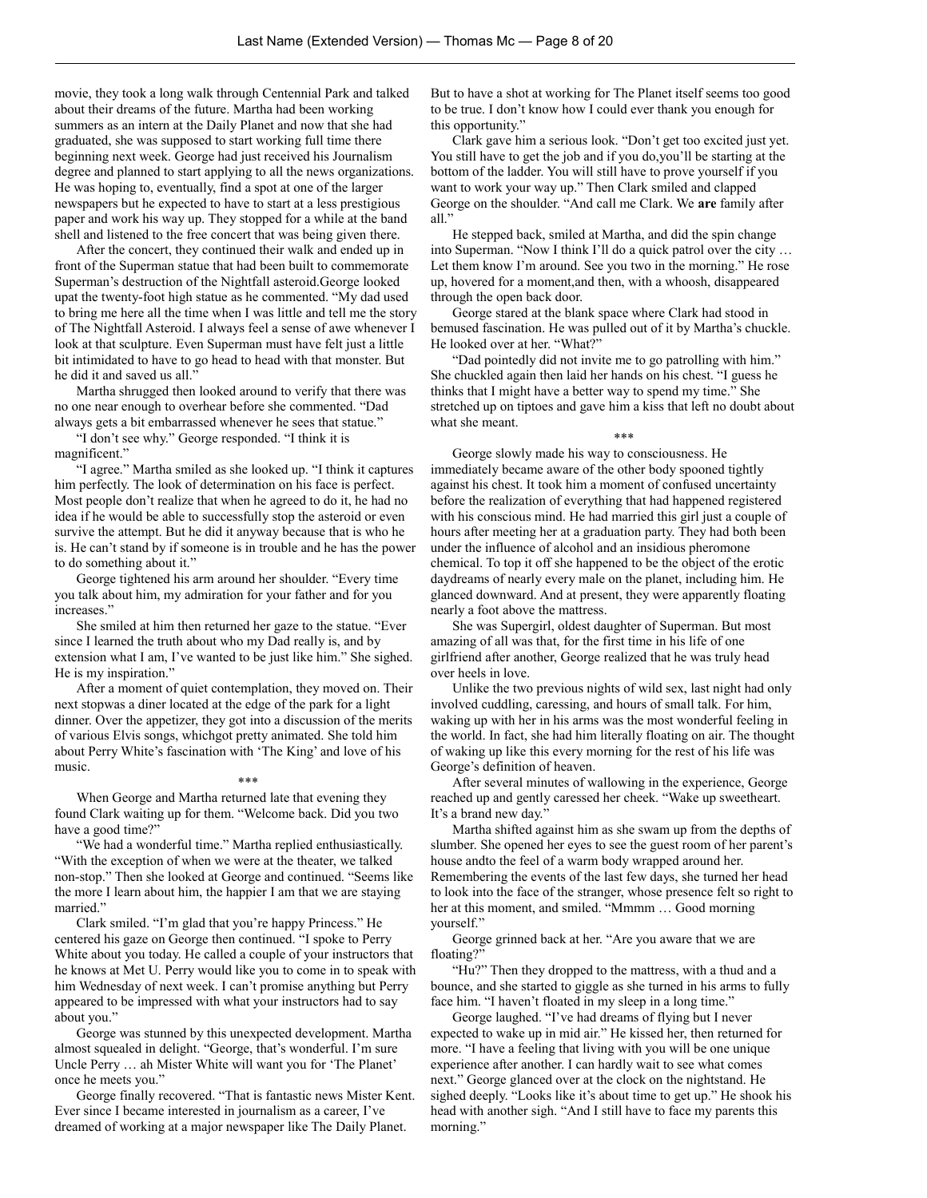movie, they took a long walk through Centennial Park and talked about their dreams of the future. Martha had been working summers as an intern at the Daily Planet and now that she had graduated, she was supposed to start working full time there beginning next week. George had just received his Journalism degree and planned to start applying to all the news organizations. He was hoping to, eventually, find a spot at one of the larger newspapers but he expected to have to start at a less prestigious paper and work his way up. They stopped for a while at the band shell and listened to the free concert that was being given there.

After the concert, they continued their walk and ended up in front of the Superman statue that had been built to commemorate Superman's destruction of the Nightfall asteroid.George looked upat the twenty-foot high statue as he commented. "My dad used to bring me here all the time when I was little and tell me the story of The Nightfall Asteroid. I always feel a sense of awe whenever I look at that sculpture. Even Superman must have felt just a little bit intimidated to have to go head to head with that monster. But he did it and saved us all."

Martha shrugged then looked around to verify that there was no one near enough to overhear before she commented. "Dad always gets a bit embarrassed whenever he sees that statue."

"I don't see why." George responded. "I think it is magnificent."

"I agree." Martha smiled as she looked up. "I think it captures him perfectly. The look of determination on his face is perfect. Most people don't realize that when he agreed to do it, he had no idea if he would be able to successfully stop the asteroid or even survive the attempt. But he did it anyway because that is who he is. He can't stand by if someone is in trouble and he has the power to do something about it."

George tightened his arm around her shoulder. "Every time you talk about him, my admiration for your father and for you increases."

She smiled at him then returned her gaze to the statue. "Ever since I learned the truth about who my Dad really is, and by extension what I am, I've wanted to be just like him." She sighed. He is my inspiration."

After a moment of quiet contemplation, they moved on. Their next stopwas a diner located at the edge of the park for a light dinner. Over the appetizer, they got into a discussion of the merits of various Elvis songs, whichgot pretty animated. She told him about Perry White's fascination with 'The King' and love of his music.

\*\*\*

When George and Martha returned late that evening they found Clark waiting up for them. "Welcome back. Did you two have a good time?"

"We had a wonderful time." Martha replied enthusiastically. "With the exception of when we were at the theater, we talked non-stop." Then she looked at George and continued. "Seems like the more I learn about him, the happier I am that we are staying married."

Clark smiled. "I'm glad that you're happy Princess." He centered his gaze on George then continued. "I spoke to Perry White about you today. He called a couple of your instructors that he knows at Met U. Perry would like you to come in to speak with him Wednesday of next week. I can't promise anything but Perry appeared to be impressed with what your instructors had to say about you."

George was stunned by this unexpected development. Martha almost squealed in delight. "George, that's wonderful. I'm sure Uncle Perry … ah Mister White will want you for 'The Planet' once he meets you."

George finally recovered. "That is fantastic news Mister Kent. Ever since I became interested in journalism as a career, I've dreamed of working at a major newspaper like The Daily Planet. But to have a shot at working for The Planet itself seems too good to be true. I don't know how I could ever thank you enough for this opportunity."

Clark gave him a serious look. "Don't get too excited just yet. You still have to get the job and if you do,you'll be starting at the bottom of the ladder. You will still have to prove yourself if you want to work your way up." Then Clark smiled and clapped George on the shoulder. "And call me Clark. We **are** family after all."

He stepped back, smiled at Martha, and did the spin change into Superman. "Now I think I'll do a quick patrol over the city … Let them know I'm around. See you two in the morning." He rose up, hovered for a moment,and then, with a whoosh, disappeared through the open back door.

George stared at the blank space where Clark had stood in bemused fascination. He was pulled out of it by Martha's chuckle. He looked over at her. "What?"

"Dad pointedly did not invite me to go patrolling with him." She chuckled again then laid her hands on his chest. "I guess he thinks that I might have a better way to spend my time." She stretched up on tiptoes and gave him a kiss that left no doubt about what she meant.

\*\*\*

George slowly made his way to consciousness. He immediately became aware of the other body spooned tightly against his chest. It took him a moment of confused uncertainty before the realization of everything that had happened registered with his conscious mind. He had married this girl just a couple of hours after meeting her at a graduation party. They had both been under the influence of alcohol and an insidious pheromone chemical. To top it off she happened to be the object of the erotic daydreams of nearly every male on the planet, including him. He glanced downward. And at present, they were apparently floating nearly a foot above the mattress.

She was Supergirl, oldest daughter of Superman. But most amazing of all was that, for the first time in his life of one girlfriend after another, George realized that he was truly head over heels in love.

Unlike the two previous nights of wild sex, last night had only involved cuddling, caressing, and hours of small talk. For him, waking up with her in his arms was the most wonderful feeling in the world. In fact, she had him literally floating on air. The thought of waking up like this every morning for the rest of his life was George's definition of heaven.

After several minutes of wallowing in the experience, George reached up and gently caressed her cheek. "Wake up sweetheart. It's a brand new day."

Martha shifted against him as she swam up from the depths of slumber. She opened her eyes to see the guest room of her parent's house andto the feel of a warm body wrapped around her. Remembering the events of the last few days, she turned her head to look into the face of the stranger, whose presence felt so right to her at this moment, and smiled. "Mmmm … Good morning yourself."

George grinned back at her. "Are you aware that we are floating?"

"Hu?" Then they dropped to the mattress, with a thud and a bounce, and she started to giggle as she turned in his arms to fully face him. "I haven't floated in my sleep in a long time."

George laughed. "I've had dreams of flying but I never expected to wake up in mid air." He kissed her, then returned for more. "I have a feeling that living with you will be one unique experience after another. I can hardly wait to see what comes next." George glanced over at the clock on the nightstand. He sighed deeply. "Looks like it's about time to get up." He shook his head with another sigh. "And I still have to face my parents this morning."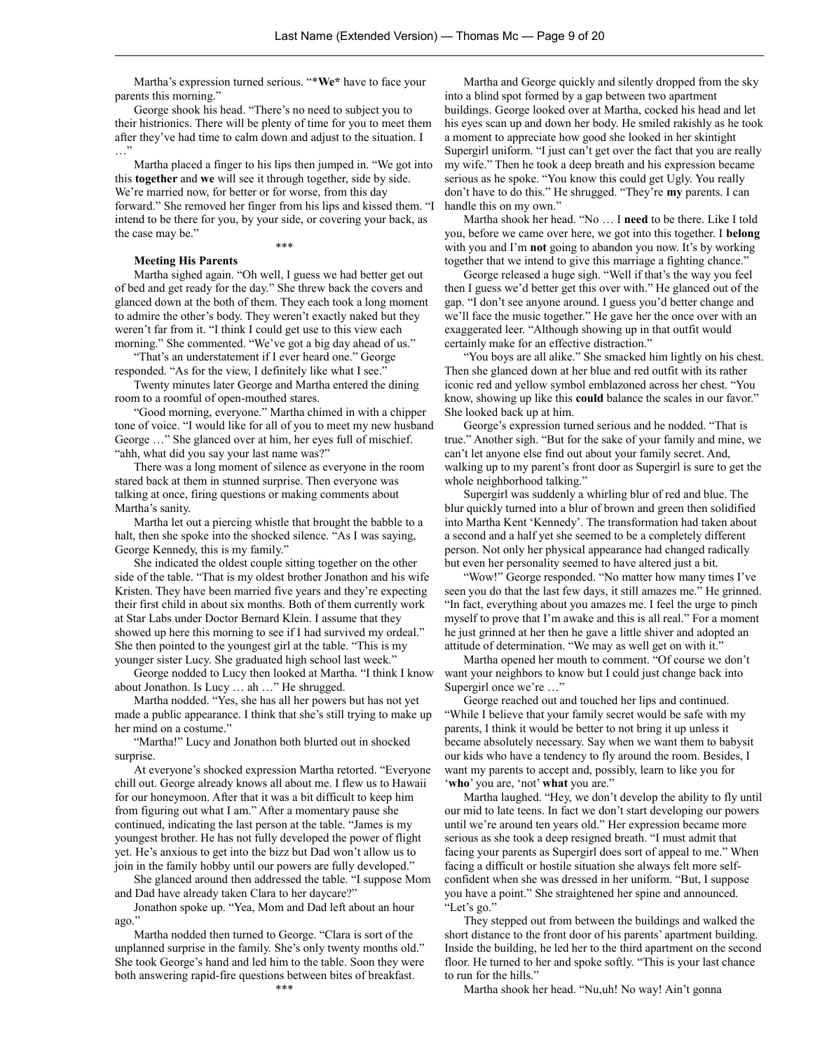Martha's expression turned serious. "***We*** have to face your parents this morning."

George shook his head. "There's no need to subject you to their histrionics. There will be plenty of time for you to meet them after they've had time to calm down and adjust to the situation. I …"

Martha placed a finger to his lips then jumped in. "We got into this **together** and **we** will see it through together, side by side. We're married now, for better or for worse, from this day forward." She removed her finger from his lips and kissed them. "I intend to be there for you, by your side, or covering your back, as the case may be."

\*\*\*

**Meeting His Parents**

Martha sighed again. "Oh well, I guess we had better get out of bed and get ready for the day." She threw back the covers and glanced down at the both of them. They each took a long moment to admire the other's body. They weren't exactly naked but they weren't far from it. "I think I could get use to this view each morning." She commented. "We've got a big day ahead of us."

"That's an understatement if I ever heard one." George responded. "As for the view, I definitely like what I see."

Twenty minutes later George and Martha entered the dining room to a roomful of open-mouthed stares.

"Good morning, everyone." Martha chimed in with a chipper tone of voice. "I would like for all of you to meet my new husband George …" She glanced over at him, her eyes full of mischief. "ahh, what did you say your last name was?"

There was a long moment of silence as everyone in the room stared back at them in stunned surprise. Then everyone was talking at once, firing questions or making comments about Martha's sanity.

Martha let out a piercing whistle that brought the babble to a halt, then she spoke into the shocked silence. "As I was saying, George Kennedy, this is my family."

She indicated the oldest couple sitting together on the other side of the table. "That is my oldest brother Jonathon and his wife Kristen. They have been married five years and they're expecting their first child in about six months. Both of them currently work at Star Labs under Doctor Bernard Klein. I assume that they showed up here this morning to see if I had survived my ordeal." She then pointed to the youngest girl at the table. "This is my younger sister Lucy. She graduated high school last week."

George nodded to Lucy then looked at Martha. "I think I know about Jonathon. Is Lucy … ah …" He shrugged.

Martha nodded. "Yes, she has all her powers but has not yet made a public appearance. I think that she's still trying to make up her mind on a costume."

"Martha!" Lucy and Jonathon both blurted out in shocked surprise.

At everyone's shocked expression Martha retorted. "Everyone chill out. George already knows all about me. I flew us to Hawaii for our honeymoon. After that it was a bit difficult to keep him from figuring out what I am." After a momentary pause she continued, indicating the last person at the table. "James is my youngest brother. He has not fully developed the power of flight yet. He's anxious to get into the bizz but Dad won't allow us to join in the family hobby until our powers are fully developed."

She glanced around then addressed the table. "I suppose Mom and Dad have already taken Clara to her daycare?"

Jonathon spoke up. "Yea, Mom and Dad left about an hour ago."

Martha nodded then turned to George. "Clara is sort of the unplanned surprise in the family. She's only twenty months old." She took George's hand and led him to the table. Soon they were both answering rapid-fire questions between bites of breakfast.

\*\*\*

Martha and George quickly and silently dropped from the sky into a blind spot formed by a gap between two apartment buildings. George looked over at Martha, cocked his head and let his eyes scan up and down her body. He smiled rakishly as he took a moment to appreciate how good she looked in her skintight Supergirl uniform. "I just can't get over the fact that you are really my wife." Then he took a deep breath and his expression became serious as he spoke. "You know this could get Ugly. You really don't have to do this." He shrugged. "They're **my** parents. I can handle this on my own."

Martha shook her head. "No … I **need** to be there. Like I told you, before we came over here, we got into this together. I **belong** with you and I'm **not** going to abandon you now. It's by working together that we intend to give this marriage a fighting chance."

George released a huge sigh. "Well if that's the way you feel then I guess we'd better get this over with." He glanced out of the gap. "I don't see anyone around. I guess you'd better change and we'll face the music together." He gave her the once over with an exaggerated leer. "Although showing up in that outfit would certainly make for an effective distraction."

"You boys are all alike." She smacked him lightly on his chest. Then she glanced down at her blue and red outfit with its rather iconic red and yellow symbol emblazoned across her chest. "You know, showing up like this **could** balance the scales in our favor." She looked back up at him.

George's expression turned serious and he nodded. "That is true." Another sigh. "But for the sake of your family and mine, we can't let anyone else find out about your family secret. And, walking up to my parent's front door as Supergirl is sure to get the whole neighborhood talking."

Supergirl was suddenly a whirling blur of red and blue. The blur quickly turned into a blur of brown and green then solidified into Martha Kent 'Kennedy'. The transformation had taken about a second and a half yet she seemed to be a completely different person. Not only her physical appearance had changed radically but even her personality seemed to have altered just a bit.

"Wow!" George responded. "No matter how many times I've seen you do that the last few days, it still amazes me." He grinned. "In fact, everything about you amazes me. I feel the urge to pinch myself to prove that I'm awake and this is all real." For a moment he just grinned at her then he gave a little shiver and adopted an attitude of determination. "We may as well get on with it."

Martha opened her mouth to comment. "Of course we don't want your neighbors to know but I could just change back into Supergirl once we're …"

George reached out and touched her lips and continued. "While I believe that your family secret would be safe with my parents, I think it would be better to not bring it up unless it became absolutely necessary. Say when we want them to babysit our kids who have a tendency to fly around the room. Besides, I want my parents to accept and, possibly, learn to like you for '**who**' you are, 'not' **what** you are."

Martha laughed. "Hey, we don't develop the ability to fly until our mid to late teens. In fact we don't start developing our powers until we're around ten years old." Her expression became more serious as she took a deep resigned breath. "I must admit that facing your parents as Supergirl does sort of appeal to me." When facing a difficult or hostile situation she always felt more self-confident when she was dressed in her uniform. "But, I suppose you have a point." She straightened her spine and announced. "Let's go."

They stepped out from between the buildings and walked the short distance to the front door of his parents' apartment building. Inside the building, he led her to the third apartment on the second floor. He turned to her and spoke softly. "This is your last chance to run for the hills."

Martha shook her head. "Nu,uh! No way! Ain't gonna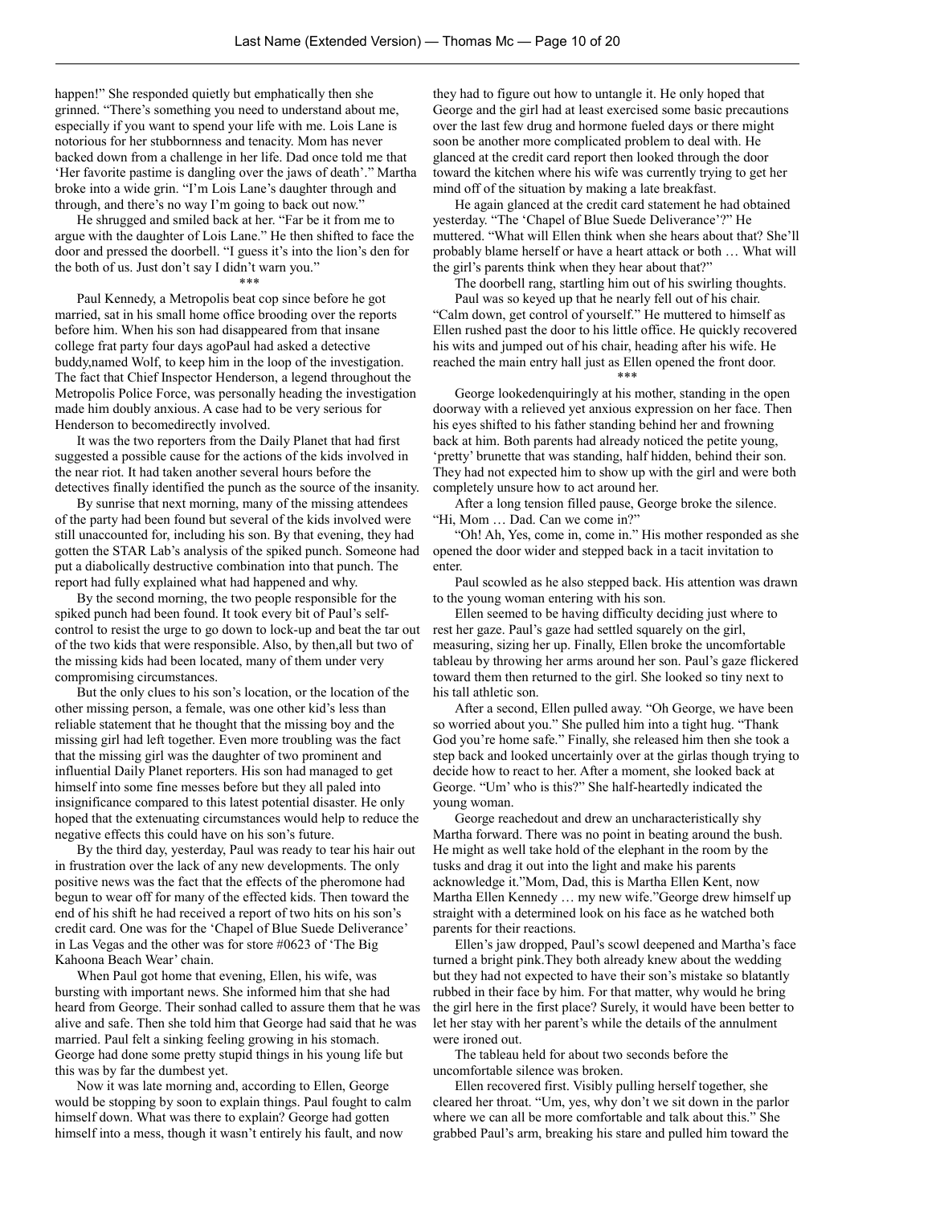happen!" She responded quietly but emphatically then she grinned. "There's something you need to understand about me, especially if you want to spend your life with me. Lois Lane is notorious for her stubbornness and tenacity. Mom has never backed down from a challenge in her life. Dad once told me that 'Her favorite pastime is dangling over the jaws of death'." Martha broke into a wide grin. "I'm Lois Lane's daughter through and through, and there's no way I'm going to back out now."

He shrugged and smiled back at her. "Far be it from me to argue with the daughter of Lois Lane." He then shifted to face the door and pressed the doorbell. "I guess it's into the lion's den for the both of us. Just don't say I didn't warn you."

\*\*\*

Paul Kennedy, a Metropolis beat cop since before he got married, sat in his small home office brooding over the reports before him. When his son had disappeared from that insane college frat party four days agoPaul had asked a detective buddy,named Wolf, to keep him in the loop of the investigation. The fact that Chief Inspector Henderson, a legend throughout the Metropolis Police Force, was personally heading the investigation made him doubly anxious. A case had to be very serious for Henderson to becomedirectly involved.

It was the two reporters from the Daily Planet that had first suggested a possible cause for the actions of the kids involved in the near riot. It had taken another several hours before the detectives finally identified the punch as the source of the insanity.

By sunrise that next morning, many of the missing attendees of the party had been found but several of the kids involved were still unaccounted for, including his son. By that evening, they had gotten the STAR Lab's analysis of the spiked punch. Someone had put a diabolically destructive combination into that punch. The report had fully explained what had happened and why.

By the second morning, the two people responsible for the spiked punch had been found. It took every bit of Paul's self-control to resist the urge to go down to lock-up and beat the tar out of the two kids that were responsible. Also, by then,all but two of the missing kids had been located, many of them under very compromising circumstances.

But the only clues to his son's location, or the location of the other missing person, a female, was one other kid's less than reliable statement that he thought that the missing boy and the missing girl had left together. Even more troubling was the fact that the missing girl was the daughter of two prominent and influential Daily Planet reporters. His son had managed to get himself into some fine messes before but they all paled into insignificance compared to this latest potential disaster. He only hoped that the extenuating circumstances would help to reduce the negative effects this could have on his son's future.

By the third day, yesterday, Paul was ready to tear his hair out in frustration over the lack of any new developments. The only positive news was the fact that the effects of the pheromone had begun to wear off for many of the effected kids. Then toward the end of his shift he had received a report of two hits on his son's credit card. One was for the 'Chapel of Blue Suede Deliverance' in Las Vegas and the other was for store #0623 of 'The Big Kahoona Beach Wear' chain.

When Paul got home that evening, Ellen, his wife, was bursting with important news. She informed him that she had heard from George. Their sonhad called to assure them that he was alive and safe. Then she told him that George had said that he was married. Paul felt a sinking feeling growing in his stomach. George had done some pretty stupid things in his young life but this was by far the dumbest yet.

Now it was late morning and, according to Ellen, George would be stopping by soon to explain things. Paul fought to calm himself down. What was there to explain? George had gotten himself into a mess, though it wasn't entirely his fault, and now they had to figure out how to untangle it. He only hoped that George and the girl had at least exercised some basic precautions over the last few drug and hormone fueled days or there might soon be another more complicated problem to deal with. He glanced at the credit card report then looked through the door toward the kitchen where his wife was currently trying to get her mind off of the situation by making a late breakfast.

He again glanced at the credit card statement he had obtained yesterday. "The 'Chapel of Blue Suede Deliverance'?" He muttered. "What will Ellen think when she hears about that? She'll probably blame herself or have a heart attack or both … What will the girl's parents think when they hear about that?"

The doorbell rang, startling him out of his swirling thoughts.

Paul was so keyed up that he nearly fell out of his chair. "Calm down, get control of yourself." He muttered to himself as Ellen rushed past the door to his little office. He quickly recovered his wits and jumped out of his chair, heading after his wife. He reached the main entry hall just as Ellen opened the front door.

\*\*\*

George lookedenquiringly at his mother, standing in the open doorway with a relieved yet anxious expression on her face. Then his eyes shifted to his father standing behind her and frowning back at him. Both parents had already noticed the petite young, 'pretty' brunette that was standing, half hidden, behind their son. They had not expected him to show up with the girl and were both completely unsure how to act around her.

After a long tension filled pause, George broke the silence. "Hi, Mom … Dad. Can we come in?"

"Oh! Ah, Yes, come in, come in." His mother responded as she opened the door wider and stepped back in a tacit invitation to enter.

Paul scowled as he also stepped back. His attention was drawn to the young woman entering with his son.

Ellen seemed to be having difficulty deciding just where to rest her gaze. Paul's gaze had settled squarely on the girl, measuring, sizing her up. Finally, Ellen broke the uncomfortable tableau by throwing her arms around her son. Paul's gaze flickered toward them then returned to the girl. She looked so tiny next to his tall athletic son.

After a second, Ellen pulled away. "Oh George, we have been so worried about you." She pulled him into a tight hug. "Thank God you're home safe." Finally, she released him then she took a step back and looked uncertainly over at the girlas though trying to decide how to react to her. After a moment, she looked back at George. "Um' who is this?" She half-heartedly indicated the young woman.

George reachedout and drew an uncharacteristically shy Martha forward. There was no point in beating around the bush. He might as well take hold of the elephant in the room by the tusks and drag it out into the light and make his parents acknowledge it."Mom, Dad, this is Martha Ellen Kent, now Martha Ellen Kennedy … my new wife."George drew himself up straight with a determined look on his face as he watched both parents for their reactions.

Ellen's jaw dropped, Paul's scowl deepened and Martha's face turned a bright pink.They both already knew about the wedding but they had not expected to have their son's mistake so blatantly rubbed in their face by him. For that matter, why would he bring the girl here in the first place? Surely, it would have been better to let her stay with her parent's while the details of the annulment were ironed out.

The tableau held for about two seconds before the uncomfortable silence was broken.

Ellen recovered first. Visibly pulling herself together, she cleared her throat. "Um, yes, why don't we sit down in the parlor where we can all be more comfortable and talk about this." She grabbed Paul's arm, breaking his stare and pulled him toward the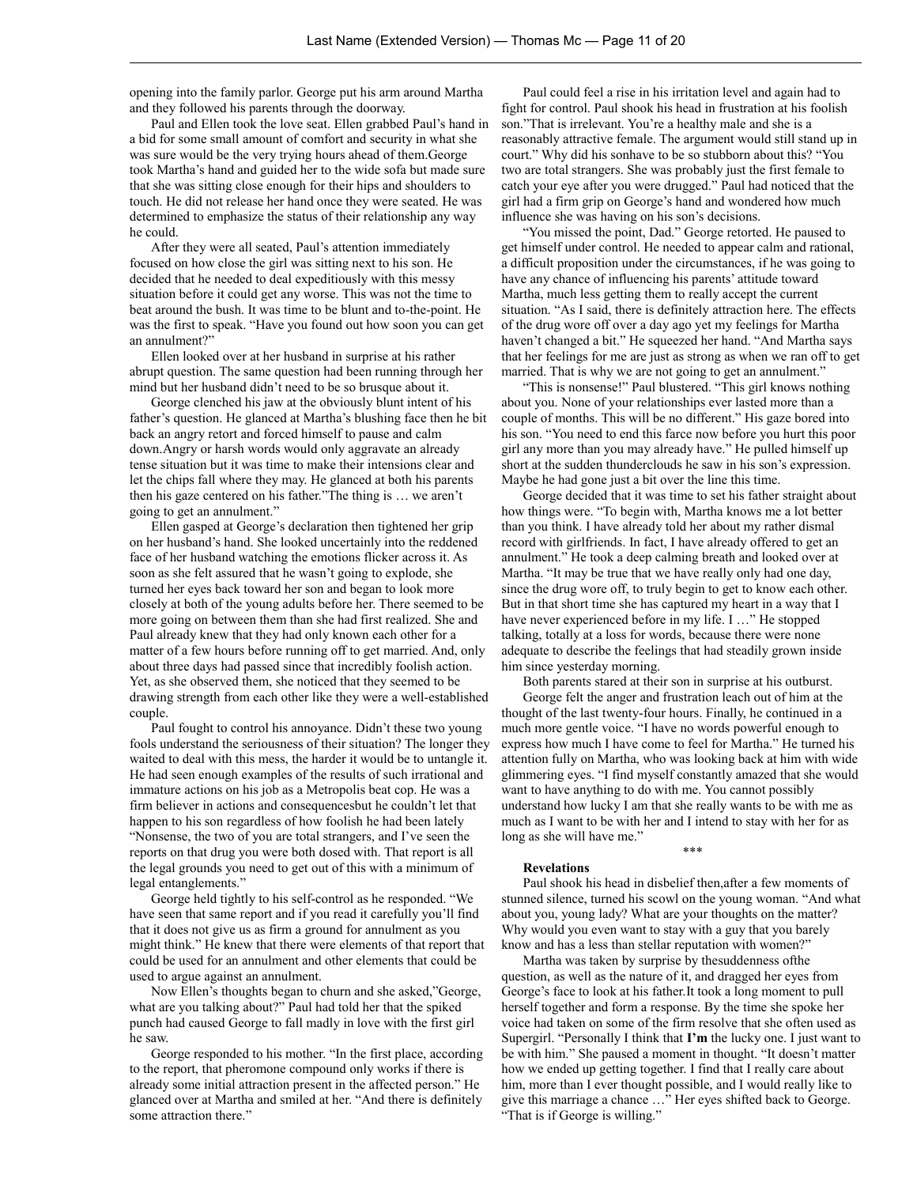opening into the family parlor. George put his arm around Martha and they followed his parents through the doorway.

Paul and Ellen took the love seat. Ellen grabbed Paul's hand in a bid for some small amount of comfort and security in what she was sure would be the very trying hours ahead of them.George took Martha's hand and guided her to the wide sofa but made sure that she was sitting close enough for their hips and shoulders to touch. He did not release her hand once they were seated. He was determined to emphasize the status of their relationship any way he could.

After they were all seated, Paul's attention immediately focused on how close the girl was sitting next to his son. He decided that he needed to deal expeditiously with this messy situation before it could get any worse. This was not the time to beat around the bush. It was time to be blunt and to-the-point. He was the first to speak. "Have you found out how soon you can get an annulment?"

Ellen looked over at her husband in surprise at his rather abrupt question. The same question had been running through her mind but her husband didn't need to be so brusque about it.

George clenched his jaw at the obviously blunt intent of his father's question. He glanced at Martha's blushing face then he bit back an angry retort and forced himself to pause and calm down.Angry or harsh words would only aggravate an already tense situation but it was time to make their intensions clear and let the chips fall where they may. He glanced at both his parents then his gaze centered on his father."The thing is … we aren't going to get an annulment."

Ellen gasped at George's declaration then tightened her grip on her husband's hand. She looked uncertainly into the reddened face of her husband watching the emotions flicker across it. As soon as she felt assured that he wasn't going to explode, she turned her eyes back toward her son and began to look more closely at both of the young adults before her. There seemed to be more going on between them than she had first realized. She and Paul already knew that they had only known each other for a matter of a few hours before running off to get married. And, only about three days had passed since that incredibly foolish action. Yet, as she observed them, she noticed that they seemed to be drawing strength from each other like they were a well-established couple.

Paul fought to control his annoyance. Didn't these two young fools understand the seriousness of their situation? The longer they waited to deal with this mess, the harder it would be to untangle it. He had seen enough examples of the results of such irrational and immature actions on his job as a Metropolis beat cop. He was a firm believer in actions and consequencesbut he couldn't let that happen to his son regardless of how foolish he had been lately "Nonsense, the two of you are total strangers, and I've seen the reports on that drug you were both dosed with. That report is all the legal grounds you need to get out of this with a minimum of legal entanglements."

George held tightly to his self-control as he responded. "We have seen that same report and if you read it carefully you'll find that it does not give us as firm a ground for annulment as you might think." He knew that there were elements of that report that could be used for an annulment and other elements that could be used to argue against an annulment.

Now Ellen's thoughts began to churn and she asked,"George, what are you talking about?" Paul had told her that the spiked punch had caused George to fall madly in love with the first girl he saw.

George responded to his mother. "In the first place, according to the report, that pheromone compound only works if there is already some initial attraction present in the affected person." He glanced over at Martha and smiled at her. "And there is definitely some attraction there."

Paul could feel a rise in his irritation level and again had to fight for control. Paul shook his head in frustration at his foolish son."That is irrelevant. You're a healthy male and she is a reasonably attractive female. The argument would still stand up in court." Why did his sonhave to be so stubborn about this? "You two are total strangers. She was probably just the first female to catch your eye after you were drugged." Paul had noticed that the girl had a firm grip on George's hand and wondered how much influence she was having on his son's decisions.

"You missed the point, Dad." George retorted. He paused to get himself under control. He needed to appear calm and rational, a difficult proposition under the circumstances, if he was going to have any chance of influencing his parents' attitude toward Martha, much less getting them to really accept the current situation. "As I said, there is definitely attraction here. The effects of the drug wore off over a day ago yet my feelings for Martha haven't changed a bit." He squeezed her hand. "And Martha says that her feelings for me are just as strong as when we ran off to get married. That is why we are not going to get an annulment."

"This is nonsense!" Paul blustered. "This girl knows nothing about you. None of your relationships ever lasted more than a couple of months. This will be no different." His gaze bored into his son. "You need to end this farce now before you hurt this poor girl any more than you may already have." He pulled himself up short at the sudden thunderclouds he saw in his son's expression. Maybe he had gone just a bit over the line this time.

George decided that it was time to set his father straight about how things were. "To begin with, Martha knows me a lot better than you think. I have already told her about my rather dismal record with girlfriends. In fact, I have already offered to get an annulment." He took a deep calming breath and looked over at Martha. "It may be true that we have really only had one day, since the drug wore off, to truly begin to get to know each other. But in that short time she has captured my heart in a way that I have never experienced before in my life. I …" He stopped talking, totally at a loss for words, because there were none adequate to describe the feelings that had steadily grown inside him since yesterday morning.

Both parents stared at their son in surprise at his outburst.

George felt the anger and frustration leach out of him at the thought of the last twenty-four hours. Finally, he continued in a much more gentle voice. "I have no words powerful enough to express how much I have come to feel for Martha." He turned his attention fully on Martha, who was looking back at him with wide glimmering eyes. "I find myself constantly amazed that she would want to have anything to do with me. You cannot possibly understand how lucky I am that she really wants to be with me as much as I want to be with her and I intend to stay with her for as long as she will have me."

\*\*\*

**Revelations**

Paul shook his head in disbelief then,after a few moments of stunned silence, turned his scowl on the young woman. "And what about you, young lady? What are your thoughts on the matter? Why would you even want to stay with a guy that you barely know and has a less than stellar reputation with women?"

Martha was taken by surprise by thesuddenness ofthe question, as well as the nature of it, and dragged her eyes from George's face to look at his father.It took a long moment to pull herself together and form a response. By the time she spoke her voice had taken on some of the firm resolve that she often used as Supergirl. "Personally I think that **I'm** the lucky one. I just want to be with him." She paused a moment in thought. "It doesn't matter how we ended up getting together. I find that I really care about him, more than I ever thought possible, and I would really like to give this marriage a chance …" Her eyes shifted back to George. "That is if George is willing."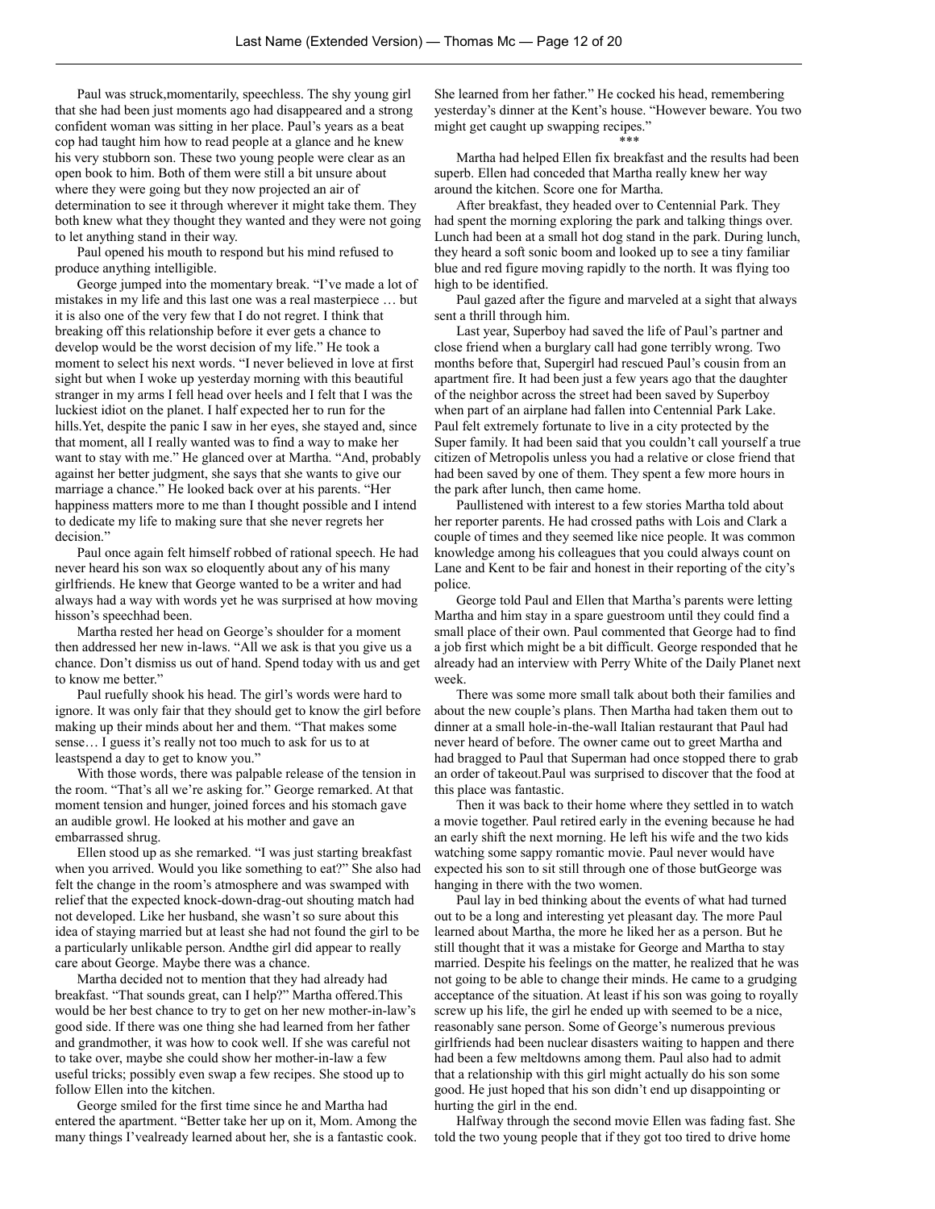Paul was struck,momentarily, speechless. The shy young girl that she had been just moments ago had disappeared and a strong confident woman was sitting in her place. Paul's years as a beat cop had taught him how to read people at a glance and he knew his very stubborn son. These two young people were clear as an open book to him. Both of them were still a bit unsure about where they were going but they now projected an air of determination to see it through wherever it might take them. They both knew what they thought they wanted and they were not going to let anything stand in their way.

Paul opened his mouth to respond but his mind refused to produce anything intelligible.

George jumped into the momentary break. "I've made a lot of mistakes in my life and this last one was a real masterpiece … but it is also one of the very few that I do not regret. I think that breaking off this relationship before it ever gets a chance to develop would be the worst decision of my life." He took a moment to select his next words. "I never believed in love at first sight but when I woke up yesterday morning with this beautiful stranger in my arms I fell head over heels and I felt that I was the luckiest idiot on the planet. I half expected her to run for the hills.Yet, despite the panic I saw in her eyes, she stayed and, since that moment, all I really wanted was to find a way to make her want to stay with me." He glanced over at Martha. "And, probably against her better judgment, she says that she wants to give our marriage a chance." He looked back over at his parents. "Her happiness matters more to me than I thought possible and I intend to dedicate my life to making sure that she never regrets her decision."

Paul once again felt himself robbed of rational speech. He had never heard his son wax so eloquently about any of his many girlfriends. He knew that George wanted to be a writer and had always had a way with words yet he was surprised at how moving hisson's speechhad been.

Martha rested her head on George's shoulder for a moment then addressed her new in-laws. "All we ask is that you give us a chance. Don't dismiss us out of hand. Spend today with us and get to know me better."

Paul ruefully shook his head. The girl's words were hard to ignore. It was only fair that they should get to know the girl before making up their minds about her and them. "That makes some sense… I guess it's really not too much to ask for us to at leastspend a day to get to know you."

With those words, there was palpable release of the tension in the room. "That's all we're asking for." George remarked. At that moment tension and hunger, joined forces and his stomach gave an audible growl. He looked at his mother and gave an embarrassed shrug.

Ellen stood up as she remarked. "I was just starting breakfast when you arrived. Would you like something to eat?" She also had felt the change in the room's atmosphere and was swamped with relief that the expected knock-down-drag-out shouting match had not developed. Like her husband, she wasn't so sure about this idea of staying married but at least she had not found the girl to be a particularly unlikable person. Andthe girl did appear to really care about George. Maybe there was a chance.

Martha decided not to mention that they had already had breakfast. "That sounds great, can I help?" Martha offered.This would be her best chance to try to get on her new mother-in-law's good side. If there was one thing she had learned from her father and grandmother, it was how to cook well. If she was careful not to take over, maybe she could show her mother-in-law a few useful tricks; possibly even swap a few recipes. She stood up to follow Ellen into the kitchen.

George smiled for the first time since he and Martha had entered the apartment. "Better take her up on it, Mom. Among the many things I'vealready learned about her, she is a fantastic cook. She learned from her father." He cocked his head, remembering yesterday's dinner at the Kent's house. "However beware. You two might get caught up swapping recipes."

\*\*\*

Martha had helped Ellen fix breakfast and the results had been superb. Ellen had conceded that Martha really knew her way around the kitchen. Score one for Martha.

After breakfast, they headed over to Centennial Park. They had spent the morning exploring the park and talking things over. Lunch had been at a small hot dog stand in the park. During lunch, they heard a soft sonic boom and looked up to see a tiny familiar blue and red figure moving rapidly to the north. It was flying too high to be identified.

Paul gazed after the figure and marveled at a sight that always sent a thrill through him.

Last year, Superboy had saved the life of Paul's partner and close friend when a burglary call had gone terribly wrong. Two months before that, Supergirl had rescued Paul's cousin from an apartment fire. It had been just a few years ago that the daughter of the neighbor across the street had been saved by Superboy when part of an airplane had fallen into Centennial Park Lake. Paul felt extremely fortunate to live in a city protected by the Super family. It had been said that you couldn't call yourself a true citizen of Metropolis unless you had a relative or close friend that had been saved by one of them. They spent a few more hours in the park after lunch, then came home.

Paullistened with interest to a few stories Martha told about her reporter parents. He had crossed paths with Lois and Clark a couple of times and they seemed like nice people. It was common knowledge among his colleagues that you could always count on Lane and Kent to be fair and honest in their reporting of the city's police.

George told Paul and Ellen that Martha's parents were letting Martha and him stay in a spare guestroom until they could find a small place of their own. Paul commented that George had to find a job first which might be a bit difficult. George responded that he already had an interview with Perry White of the Daily Planet next week.

There was some more small talk about both their families and about the new couple's plans. Then Martha had taken them out to dinner at a small hole-in-the-wall Italian restaurant that Paul had never heard of before. The owner came out to greet Martha and had bragged to Paul that Superman had once stopped there to grab an order of takeout.Paul was surprised to discover that the food at this place was fantastic.

Then it was back to their home where they settled in to watch a movie together. Paul retired early in the evening because he had an early shift the next morning. He left his wife and the two kids watching some sappy romantic movie. Paul never would have expected his son to sit still through one of those butGeorge was hanging in there with the two women.

Paul lay in bed thinking about the events of what had turned out to be a long and interesting yet pleasant day. The more Paul learned about Martha, the more he liked her as a person. But he still thought that it was a mistake for George and Martha to stay married. Despite his feelings on the matter, he realized that he was not going to be able to change their minds. He came to a grudging acceptance of the situation. At least if his son was going to royally screw up his life, the girl he ended up with seemed to be a nice, reasonably sane person. Some of George's numerous previous girlfriends had been nuclear disasters waiting to happen and there had been a few meltdowns among them. Paul also had to admit that a relationship with this girl might actually do his son some good. He just hoped that his son didn't end up disappointing or hurting the girl in the end.

Halfway through the second movie Ellen was fading fast. She told the two young people that if they got too tired to drive home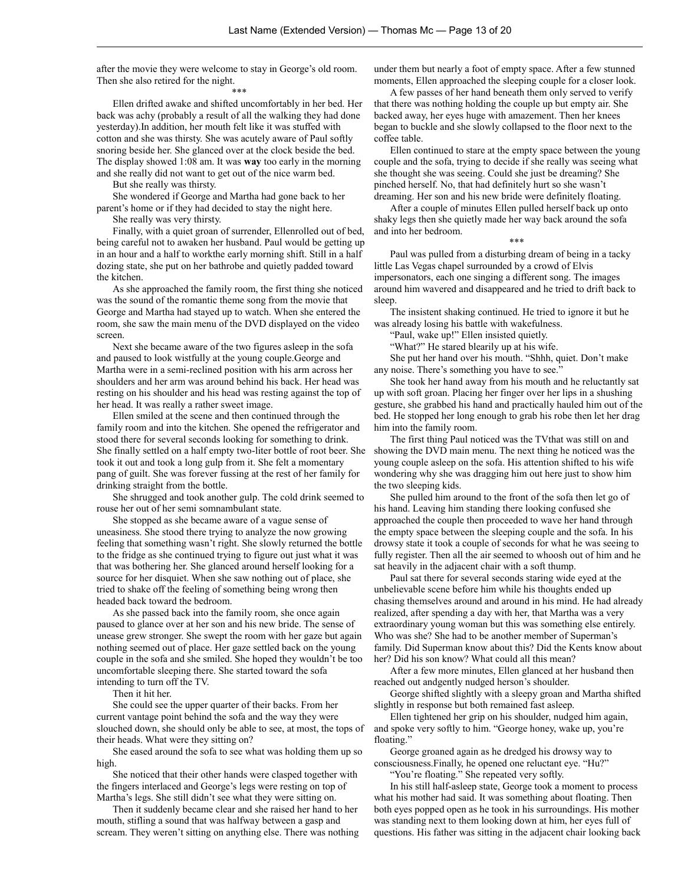after the movie they were welcome to stay in George's old room. Then she also retired for the night.

\*\*\*

Ellen drifted awake and shifted uncomfortably in her bed. Her back was achy (probably a result of all the walking they had done yesterday).In addition, her mouth felt like it was stuffed with cotton and she was thirsty. She was acutely aware of Paul softly snoring beside her. She glanced over at the clock beside the bed. The display showed 1:08 am. It was **way** too early in the morning and she really did not want to get out of the nice warm bed.

But she really was thirsty.

She wondered if George and Martha had gone back to her parent's home or if they had decided to stay the night here.

She really was very thirsty.

Finally, with a quiet groan of surrender, Ellenrolled out of bed, being careful not to awaken her husband. Paul would be getting up in an hour and a half to workthe early morning shift. Still in a half dozing state, she put on her bathrobe and quietly padded toward the kitchen.

As she approached the family room, the first thing she noticed was the sound of the romantic theme song from the movie that George and Martha had stayed up to watch. When she entered the room, she saw the main menu of the DVD displayed on the video screen.

Next she became aware of the two figures asleep in the sofa and paused to look wistfully at the young couple.George and Martha were in a semi-reclined position with his arm across her shoulders and her arm was around behind his back. Her head was resting on his shoulder and his head was resting against the top of her head. It was really a rather sweet image.

Ellen smiled at the scene and then continued through the family room and into the kitchen. She opened the refrigerator and stood there for several seconds looking for something to drink. She finally settled on a half empty two-liter bottle of root beer. She took it out and took a long gulp from it. She felt a momentary pang of guilt. She was forever fussing at the rest of her family for drinking straight from the bottle.

She shrugged and took another gulp. The cold drink seemed to rouse her out of her semi somnambulant state.

She stopped as she became aware of a vague sense of uneasiness. She stood there trying to analyze the now growing feeling that something wasn't right. She slowly returned the bottle to the fridge as she continued trying to figure out just what it was that was bothering her. She glanced around herself looking for a source for her disquiet. When she saw nothing out of place, she tried to shake off the feeling of something being wrong then headed back toward the bedroom.

As she passed back into the family room, she once again paused to glance over at her son and his new bride. The sense of unease grew stronger. She swept the room with her gaze but again nothing seemed out of place. Her gaze settled back on the young couple in the sofa and she smiled. She hoped they wouldn't be too uncomfortable sleeping there. She started toward the sofa intending to turn off the TV.

Then it hit her.

She could see the upper quarter of their backs. From her current vantage point behind the sofa and the way they were slouched down, she should only be able to see, at most, the tops of their heads. What were they sitting on?

She eased around the sofa to see what was holding them up so high.

She noticed that their other hands were clasped together with the fingers interlaced and George's legs were resting on top of Martha's legs. She still didn't see what they were sitting on.

Then it suddenly became clear and she raised her hand to her mouth, stifling a sound that was halfway between a gasp and scream. They weren't sitting on anything else. There was nothing under them but nearly a foot of empty space. After a few stunned moments, Ellen approached the sleeping couple for a closer look.

A few passes of her hand beneath them only served to verify that there was nothing holding the couple up but empty air. She backed away, her eyes huge with amazement. Then her knees began to buckle and she slowly collapsed to the floor next to the coffee table.

Ellen continued to stare at the empty space between the young couple and the sofa, trying to decide if she really was seeing what she thought she was seeing. Could she just be dreaming? She pinched herself. No, that had definitely hurt so she wasn't dreaming. Her son and his new bride were definitely floating.

After a couple of minutes Ellen pulled herself back up onto shaky legs then she quietly made her way back around the sofa and into her bedroom.

\*\*\*

Paul was pulled from a disturbing dream of being in a tacky little Las Vegas chapel surrounded by a crowd of Elvis impersonators, each one singing a different song. The images around him wavered and disappeared and he tried to drift back to sleep.

The insistent shaking continued. He tried to ignore it but he was already losing his battle with wakefulness.

"Paul, wake up!" Ellen insisted quietly.

"What?" He stared blearily up at his wife.

She put her hand over his mouth. "Shhh, quiet. Don't make any noise. There's something you have to see."

She took her hand away from his mouth and he reluctantly sat up with soft groan. Placing her finger over her lips in a shushing gesture, she grabbed his hand and practically hauled him out of the bed. He stopped her long enough to grab his robe then let her drag him into the family room.

The first thing Paul noticed was the TVthat was still on and showing the DVD main menu. The next thing he noticed was the young couple asleep on the sofa. His attention shifted to his wife wondering why she was dragging him out here just to show him the two sleeping kids.

She pulled him around to the front of the sofa then let go of his hand. Leaving him standing there looking confused she approached the couple then proceeded to wave her hand through the empty space between the sleeping couple and the sofa. In his drowsy state it took a couple of seconds for what he was seeing to fully register. Then all the air seemed to whoosh out of him and he sat heavily in the adjacent chair with a soft thump.

Paul sat there for several seconds staring wide eyed at the unbelievable scene before him while his thoughts ended up chasing themselves around and around in his mind. He had already realized, after spending a day with her, that Martha was a very extraordinary young woman but this was something else entirely. Who was she? She had to be another member of Superman's family. Did Superman know about this? Did the Kents know about her? Did his son know? What could all this mean?

After a few more minutes, Ellen glanced at her husband then reached out andgently nudged herson's shoulder.

George shifted slightly with a sleepy groan and Martha shifted slightly in response but both remained fast asleep.

Ellen tightened her grip on his shoulder, nudged him again, and spoke very softly to him. "George honey, wake up, you're floating."

George groaned again as he dredged his drowsy way to consciousness.Finally, he opened one reluctant eye. "Hu?"

"You're floating." She repeated very softly.

In his still half-asleep state, George took a moment to process what his mother had said. It was something about floating. Then both eyes popped open as he took in his surroundings. His mother was standing next to them looking down at him, her eyes full of questions. His father was sitting in the adjacent chair looking back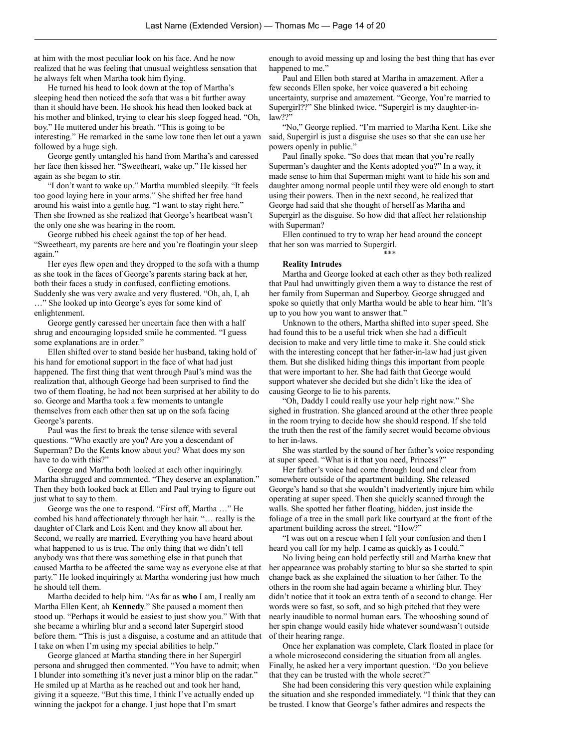at him with the most peculiar look on his face. And he now realized that he was feeling that unusual weightless sensation that he always felt when Martha took him flying.

He turned his head to look down at the top of Martha's sleeping head then noticed the sofa that was a bit further away than it should have been. He shook his head then looked back at his mother and blinked, trying to clear his sleep fogged head. "Oh, boy." He muttered under his breath. "This is going to be interesting." He remarked in the same low tone then let out a yawn followed by a huge sigh.

George gently untangled his hand from Martha's and caressed her face then kissed her. "Sweetheart, wake up." He kissed her again as she began to stir.

"I don't want to wake up." Martha mumbled sleepily. "It feels too good laying here in your arms." She shifted her free hand around his waist into a gentle hug. "I want to stay right here." Then she frowned as she realized that George's heartbeat wasn't the only one she was hearing in the room.

George rubbed his cheek against the top of her head. "Sweetheart, my parents are here and you're floatingin your sleep again."

Her eyes flew open and they dropped to the sofa with a thump as she took in the faces of George's parents staring back at her, both their faces a study in confused, conflicting emotions. Suddenly she was very awake and very flustered. "Oh, ah, I, ah …" She looked up into George's eyes for some kind of enlightenment.

George gently caressed her uncertain face then with a half shrug and encouraging lopsided smile he commented. "I guess some explanations are in order."

Ellen shifted over to stand beside her husband, taking hold of his hand for emotional support in the face of what had just happened. The first thing that went through Paul's mind was the realization that, although George had been surprised to find the two of them floating, he had not been surprised at her ability to do so. George and Martha took a few moments to untangle themselves from each other then sat up on the sofa facing George's parents.

Paul was the first to break the tense silence with several questions. "Who exactly are you? Are you a descendant of Superman? Do the Kents know about you? What does my son have to do with this?"

George and Martha both looked at each other inquiringly. Martha shrugged and commented. "They deserve an explanation." Then they both looked back at Ellen and Paul trying to figure out just what to say to them.

George was the one to respond. "First off, Martha …" He combed his hand affectionately through her hair. "… really is the daughter of Clark and Lois Kent and they know all about her. Second, we really are married. Everything you have heard about what happened to us is true. The only thing that we didn't tell anybody was that there was something else in that punch that caused Martha to be affected the same way as everyone else at that party." He looked inquiringly at Martha wondering just how much he should tell them.

Martha decided to help him. "As far as **who** I am, I really am Martha Ellen Kent, ah **Kennedy**." She paused a moment then stood up. "Perhaps it would be easiest to just show you." With that she became a whirling blur and a second later Supergirl stood before them. "This is just a disguise, a costume and an attitude that I take on when I'm using my special abilities to help."

George glanced at Martha standing there in her Supergirl persona and shrugged then commented. "You have to admit; when I blunder into something it's never just a minor blip on the radar." He smiled up at Martha as he reached out and took her hand, giving it a squeeze. "But this time, I think I've actually ended up winning the jackpot for a change. I just hope that I'm smart enough to avoid messing up and losing the best thing that has ever happened to me."

Paul and Ellen both stared at Martha in amazement. After a few seconds Ellen spoke, her voice quavered a bit echoing uncertainty, surprise and amazement. "George, You're married to Supergirl??" She blinked twice. "Supergirl is my daughter-in-law??"

"No," George replied. "I'm married to Martha Kent. Like she said, Supergirl is just a disguise she uses so that she can use her powers openly in public."

Paul finally spoke. "So does that mean that you're really Superman's daughter and the Kents adopted you?" In a way, it made sense to him that Superman might want to hide his son and daughter among normal people until they were old enough to start using their powers. Then in the next second, he realized that George had said that she thought of herself as Martha and Supergirl as the disguise. So how did that affect her relationship with Superman?

Ellen continued to try to wrap her head around the concept that her son was married to Supergirl.

\*\*\*

**Reality Intrudes**

Martha and George looked at each other as they both realized that Paul had unwittingly given them a way to distance the rest of her family from Superman and Superboy. George shrugged and spoke so quietly that only Martha would be able to hear him. "It's up to you how you want to answer that."

Unknown to the others, Martha shifted into super speed. She had found this to be a useful trick when she had a difficult decision to make and very little time to make it. She could stick with the interesting concept that her father-in-law had just given them. But she disliked hiding things this important from people that were important to her. She had faith that George would support whatever she decided but she didn't like the idea of causing George to lie to his parents.

"Oh, Daddy I could really use your help right now." She sighed in frustration. She glanced around at the other three people in the room trying to decide how she should respond. If she told the truth then the rest of the family secret would become obvious to her in-laws.

She was startled by the sound of her father's voice responding at super speed. "What is it that you need, Princess?"

Her father's voice had come through loud and clear from somewhere outside of the apartment building. She released George's hand so that she wouldn't inadvertently injure him while operating at super speed. Then she quickly scanned through the walls. She spotted her father floating, hidden, just inside the foliage of a tree in the small park like courtyard at the front of the apartment building across the street. "How?"

"I was out on a rescue when I felt your confusion and then I heard you call for my help. I came as quickly as I could."

No living being can hold perfectly still and Martha knew that her appearance was probably starting to blur so she started to spin change back as she explained the situation to her father. To the others in the room she had again became a whirling blur. They didn't notice that it took an extra tenth of a second to change. Her words were so fast, so soft, and so high pitched that they were nearly inaudible to normal human ears. The whooshing sound of her spin change would easily hide whatever soundwasn't outside of their hearing range.

Once her explanation was complete, Clark floated in place for a whole microsecond considering the situation from all angles. Finally, he asked her a very important question. "Do you believe that they can be trusted with the whole secret?"

She had been considering this very question while explaining the situation and she responded immediately. "I think that they can be trusted. I know that George's father admires and respects the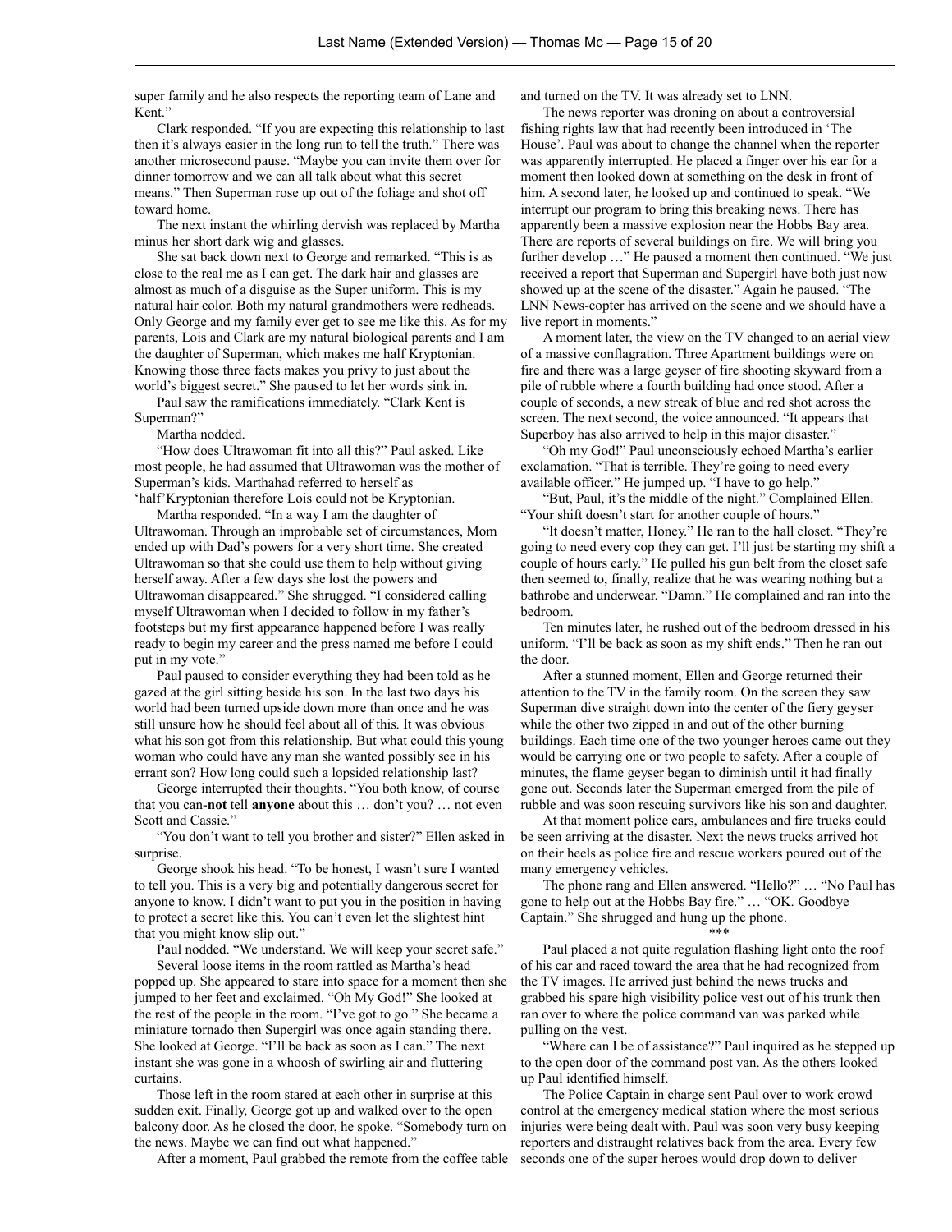super family and he also respects the reporting team of Lane and Kent."

Clark responded. "If you are expecting this relationship to last then it's always easier in the long run to tell the truth." There was another microsecond pause. "Maybe you can invite them over for dinner tomorrow and we can all talk about what this secret means." Then Superman rose up out of the foliage and shot off toward home.

The next instant the whirling dervish was replaced by Martha minus her short dark wig and glasses.

She sat back down next to George and remarked. "This is as close to the real me as I can get. The dark hair and glasses are almost as much of a disguise as the Super uniform. This is my natural hair color. Both my natural grandmothers were redheads. Only George and my family ever get to see me like this. As for my parents, Lois and Clark are my natural biological parents and I am the daughter of Superman, which makes me half Kryptonian. Knowing those three facts makes you privy to just about the world's biggest secret." She paused to let her words sink in.

Paul saw the ramifications immediately. "Clark Kent is Superman?"

Martha nodded.

"How does Ultrawoman fit into all this?" Paul asked. Like most people, he had assumed that Ultrawoman was the mother of Superman's kids. Marthahad referred to herself as 'half'Kryptonian therefore Lois could not be Kryptonian.

Martha responded. "In a way I am the daughter of Ultrawoman. Through an improbable set of circumstances, Mom ended up with Dad's powers for a very short time. She created Ultrawoman so that she could use them to help without giving herself away. After a few days she lost the powers and Ultrawoman disappeared." She shrugged. "I considered calling myself Ultrawoman when I decided to follow in my father's footsteps but my first appearance happened before I was really ready to begin my career and the press named me before I could put in my vote."

Paul paused to consider everything they had been told as he gazed at the girl sitting beside his son. In the last two days his world had been turned upside down more than once and he was still unsure how he should feel about all of this. It was obvious what his son got from this relationship. But what could this young woman who could have any man she wanted possibly see in his errant son? How long could such a lopsided relationship last?

George interrupted their thoughts. "You both know, of course that you can-**not** tell **anyone** about this … don't you? … not even Scott and Cassie."

"You don't want to tell you brother and sister?" Ellen asked in surprise.

George shook his head. "To be honest, I wasn't sure I wanted to tell you. This is a very big and potentially dangerous secret for anyone to know. I didn't want to put you in the position in having to protect a secret like this. You can't even let the slightest hint that you might know slip out."

Paul nodded. "We understand. We will keep your secret safe."

Several loose items in the room rattled as Martha's head popped up. She appeared to stare into space for a moment then she jumped to her feet and exclaimed. "Oh My God!" She looked at the rest of the people in the room. "I've got to go." She became a miniature tornado then Supergirl was once again standing there. She looked at George. "I'll be back as soon as I can." The next instant she was gone in a whoosh of swirling air and fluttering curtains.

Those left in the room stared at each other in surprise at this sudden exit. Finally, George got up and walked over to the open balcony door. As he closed the door, he spoke. "Somebody turn on the news. Maybe we can find out what happened."

After a moment, Paul grabbed the remote from the coffee table and turned on the TV. It was already set to LNN.

The news reporter was droning on about a controversial fishing rights law that had recently been introduced in 'The House'. Paul was about to change the channel when the reporter was apparently interrupted. He placed a finger over his ear for a moment then looked down at something on the desk in front of him. A second later, he looked up and continued to speak. "We interrupt our program to bring this breaking news. There has apparently been a massive explosion near the Hobbs Bay area. There are reports of several buildings on fire. We will bring you further develop …" He paused a moment then continued. "We just received a report that Superman and Supergirl have both just now showed up at the scene of the disaster." Again he paused. "The LNN News-copter has arrived on the scene and we should have a live report in moments."

A moment later, the view on the TV changed to an aerial view of a massive conflagration. Three Apartment buildings were on fire and there was a large geyser of fire shooting skyward from a pile of rubble where a fourth building had once stood. After a couple of seconds, a new streak of blue and red shot across the screen. The next second, the voice announced. "It appears that Superboy has also arrived to help in this major disaster."

"Oh my God!" Paul unconsciously echoed Martha's earlier exclamation. "That is terrible. They're going to need every available officer." He jumped up. "I have to go help."

"But, Paul, it's the middle of the night." Complained Ellen. "Your shift doesn't start for another couple of hours."

"It doesn't matter, Honey." He ran to the hall closet. "They're going to need every cop they can get. I'll just be starting my shift a couple of hours early." He pulled his gun belt from the closet safe then seemed to, finally, realize that he was wearing nothing but a bathrobe and underwear. "Damn." He complained and ran into the bedroom.

Ten minutes later, he rushed out of the bedroom dressed in his uniform. "I'll be back as soon as my shift ends." Then he ran out the door.

After a stunned moment, Ellen and George returned their attention to the TV in the family room. On the screen they saw Superman dive straight down into the center of the fiery geyser while the other two zipped in and out of the other burning buildings. Each time one of the two younger heroes came out they would be carrying one or two people to safety. After a couple of minutes, the flame geyser began to diminish until it had finally gone out. Seconds later the Superman emerged from the pile of rubble and was soon rescuing survivors like his son and daughter.

At that moment police cars, ambulances and fire trucks could be seen arriving at the disaster. Next the news trucks arrived hot on their heels as police fire and rescue workers poured out of the many emergency vehicles.

The phone rang and Ellen answered. "Hello?" … "No Paul has gone to help out at the Hobbs Bay fire." … "OK. Goodbye Captain." She shrugged and hung up the phone.

\*\*\*

Paul placed a not quite regulation flashing light onto the roof of his car and raced toward the area that he had recognized from the TV images. He arrived just behind the news trucks and grabbed his spare high visibility police vest out of his trunk then ran over to where the police command van was parked while pulling on the vest.

"Where can I be of assistance?" Paul inquired as he stepped up to the open door of the command post van. As the others looked up Paul identified himself.

The Police Captain in charge sent Paul over to work crowd control at the emergency medical station where the most serious injuries were being dealt with. Paul was soon very busy keeping reporters and distraught relatives back from the area. Every few seconds one of the super heroes would drop down to deliver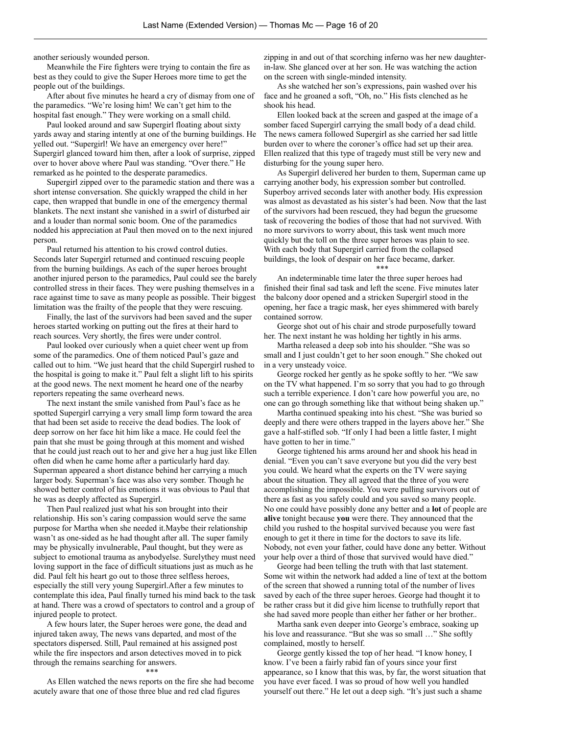another seriously wounded person.

Meanwhile the Fire fighters were trying to contain the fire as best as they could to give the Super Heroes more time to get the people out of the buildings.

After about five minutes he heard a cry of dismay from one of the paramedics. "We're losing him! We can't get him to the hospital fast enough." They were working on a small child.

Paul looked around and saw Supergirl floating about sixty yards away and staring intently at one of the burning buildings. He yelled out. "Supergirl! We have an emergency over here!" Supergirl glanced toward him then, after a look of surprise, zipped over to hover above where Paul was standing. "Over there." He remarked as he pointed to the desperate paramedics.

Supergirl zipped over to the paramedic station and there was a short intense conversation. She quickly wrapped the child in her cape, then wrapped that bundle in one of the emergency thermal blankets. The next instant she vanished in a swirl of disturbed air and a louder than normal sonic boom. One of the paramedics nodded his appreciation at Paul then moved on to the next injured person.

Paul returned his attention to his crowd control duties. Seconds later Supergirl returned and continued rescuing people from the burning buildings. As each of the super heroes brought another injured person to the paramedics, Paul could see the barely controlled stress in their faces. They were pushing themselves in a race against time to save as many people as possible. Their biggest limitation was the frailty of the people that they were rescuing.

Finally, the last of the survivors had been saved and the super heroes started working on putting out the fires at their hard to reach sources. Very shortly, the fires were under control.

Paul looked over curiously when a quiet cheer went up from some of the paramedics. One of them noticed Paul's gaze and called out to him. "We just heard that the child Supergirl rushed to the hospital is going to make it." Paul felt a slight lift to his spirits at the good news. The next moment he heard one of the nearby reporters repeating the same overheard news.

The next instant the smile vanished from Paul's face as he spotted Supergirl carrying a very small limp form toward the area that had been set aside to receive the dead bodies. The look of deep sorrow on her face hit him like a mace. He could feel the pain that she must be going through at this moment and wished that he could just reach out to her and give her a hug just like Ellen often did when he came home after a particularly hard day. Superman appeared a short distance behind her carrying a much larger body. Superman's face was also very somber. Though he showed better control of his emotions it was obvious to Paul that he was as deeply affected as Supergirl.

Then Paul realized just what his son brought into their relationship. His son's caring compassion would serve the same purpose for Martha when she needed it.Maybe their relationship wasn't as one-sided as he had thought after all. The super family may be physically invulnerable, Paul thought, but they were as subject to emotional trauma as anybodyelse. Surelythey must need loving support in the face of difficult situations just as much as he did. Paul felt his heart go out to those three selfless heroes, especially the still very young Supergirl.After a few minutes to contemplate this idea, Paul finally turned his mind back to the task at hand. There was a crowd of spectators to control and a group of injured people to protect.

A few hours later, the Super heroes were gone, the dead and injured taken away, The news vans departed, and most of the spectators dispersed. Still, Paul remained at his assigned post while the fire inspectors and arson detectives moved in to pick through the remains searching for answers.

\*\*\*

As Ellen watched the news reports on the fire she had become acutely aware that one of those three blue and red clad figures zipping in and out of that scorching inferno was her new daughter-in-law. She glanced over at her son. He was watching the action on the screen with single-minded intensity.

As she watched her son's expressions, pain washed over his face and he groaned a soft, "Oh, no." His fists clenched as he shook his head.

Ellen looked back at the screen and gasped at the image of a somber faced Supergirl carrying the small body of a dead child. The news camera followed Supergirl as she carried her sad little burden over to where the coroner's office had set up their area. Ellen realized that this type of tragedy must still be very new and disturbing for the young super hero.

As Supergirl delivered her burden to them, Superman came up carrying another body, his expression somber but controlled. Superboy arrived seconds later with another body. His expression was almost as devastated as his sister's had been. Now that the last of the survivors had been rescued, they had begun the gruesome task of recovering the bodies of those that had not survived. With no more survivors to worry about, this task went much more quickly but the toll on the three super heroes was plain to see. With each body that Supergirl carried from the collapsed buildings, the look of despair on her face became, darker.

\*\*\*

An indeterminable time later the three super heroes had finished their final sad task and left the scene. Five minutes later the balcony door opened and a stricken Supergirl stood in the opening, her face a tragic mask, her eyes shimmered with barely contained sorrow.

George shot out of his chair and strode purposefully toward her. The next instant he was holding her tightly in his arms.

Martha released a deep sob into his shoulder. "She was so small and I just couldn't get to her soon enough." She choked out in a very unsteady voice.

George rocked her gently as he spoke softly to her. "We saw on the TV what happened. I'm so sorry that you had to go through such a terrible experience. I don't care how powerful you are, no one can go through something like that without being shaken up."

Martha continued speaking into his chest. "She was buried so deeply and there were others trapped in the layers above her." She gave a half-stifled sob. "If only I had been a little faster, I might have gotten to her in time."

George tightened his arms around her and shook his head in denial. "Even you can't save everyone but you did the very best you could. We heard what the experts on the TV were saying about the situation. They all agreed that the three of you were accomplishing the impossible. You were pulling survivors out of there as fast as you safely could and you saved so many people. No one could have possibly done any better and a **lot** of people are **alive** tonight because **you** were there. They announced that the child you rushed to the hospital survived because you were fast enough to get it there in time for the doctors to save its life. Nobody, not even your father, could have done any better. Without your help over a third of those that survived would have died."

George had been telling the truth with that last statement. Some wit within the network had added a line of text at the bottom of the screen that showed a running total of the number of lives saved by each of the three super heroes. George had thought it to be rather crass but it did give him license to truthfully report that she had saved more people than either her father or her brother..

Martha sank even deeper into George's embrace, soaking up his love and reassurance. "But she was so small …" She softly complained, mostly to herself.

George gently kissed the top of her head. "I know honey, I know. I've been a fairly rabid fan of yours since your first appearance, so I know that this was, by far, the worst situation that you have ever faced. I was so proud of how well you handled yourself out there." He let out a deep sigh. "It's just such a shame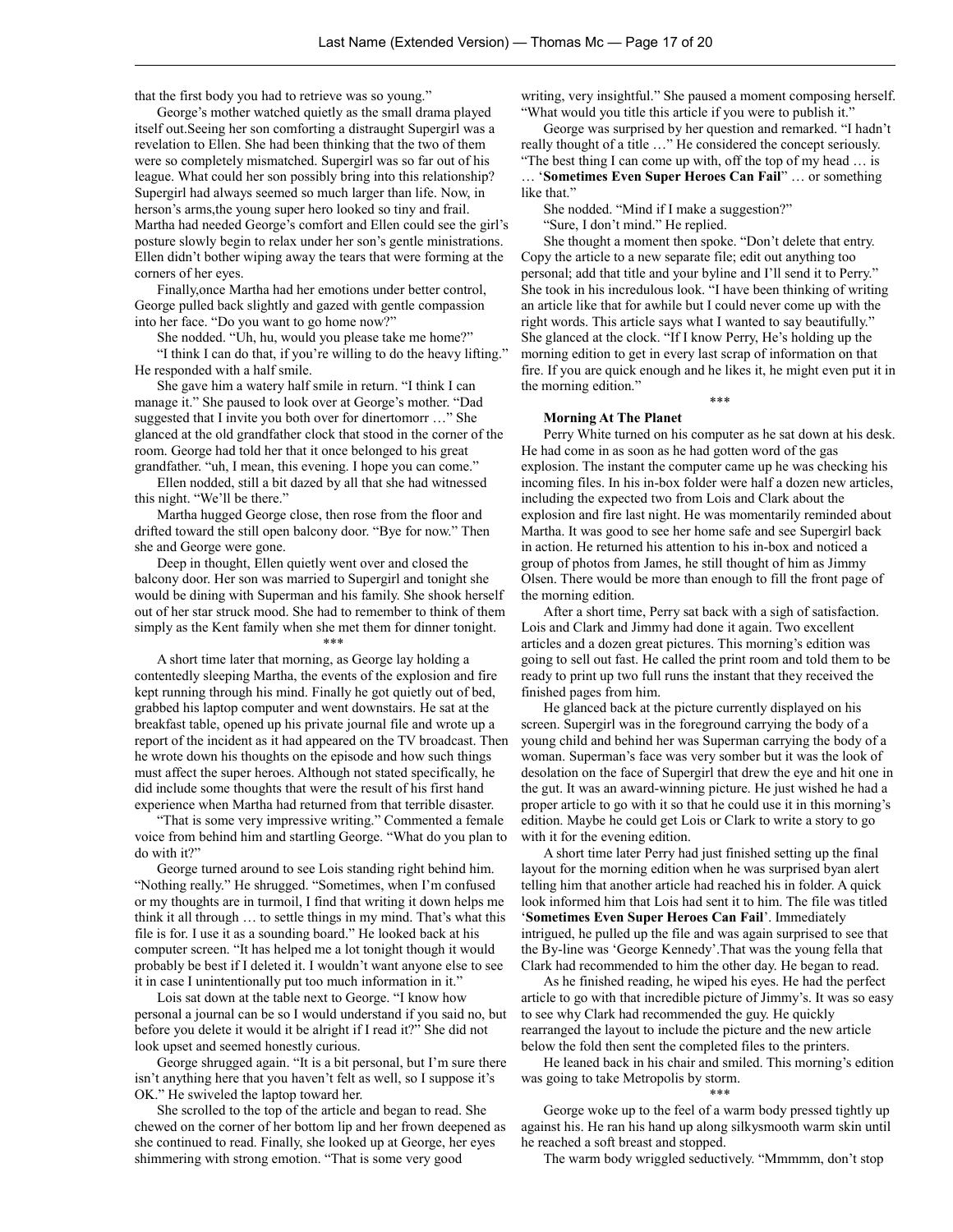that the first body you had to retrieve was so young."

George's mother watched quietly as the small drama played itself out.Seeing her son comforting a distraught Supergirl was a revelation to Ellen. She had been thinking that the two of them were so completely mismatched. Supergirl was so far out of his league. What could her son possibly bring into this relationship? Supergirl had always seemed so much larger than life. Now, in herson's arms,the young super hero looked so tiny and frail. Martha had needed George's comfort and Ellen could see the girl's posture slowly begin to relax under her son's gentle ministrations. Ellen didn't bother wiping away the tears that were forming at the corners of her eyes.

Finally,once Martha had her emotions under better control, George pulled back slightly and gazed with gentle compassion into her face. "Do you want to go home now?"

She nodded. "Uh, hu, would you please take me home?"

"I think I can do that, if you're willing to do the heavy lifting." He responded with a half smile.

She gave him a watery half smile in return. "I think I can manage it." She paused to look over at George's mother. "Dad suggested that I invite you both over for dinertomorr …" She glanced at the old grandfather clock that stood in the corner of the room. George had told her that it once belonged to his great grandfather. "uh, I mean, this evening. I hope you can come."

Ellen nodded, still a bit dazed by all that she had witnessed this night. "We'll be there."

Martha hugged George close, then rose from the floor and drifted toward the still open balcony door. "Bye for now." Then she and George were gone.

Deep in thought, Ellen quietly went over and closed the balcony door. Her son was married to Supergirl and tonight she would be dining with Superman and his family. She shook herself out of her star struck mood. She had to remember to think of them simply as the Kent family when she met them for dinner tonight.

\*\*\*

A short time later that morning, as George lay holding a contentedly sleeping Martha, the events of the explosion and fire kept running through his mind. Finally he got quietly out of bed, grabbed his laptop computer and went downstairs. He sat at the breakfast table, opened up his private journal file and wrote up a report of the incident as it had appeared on the TV broadcast. Then he wrote down his thoughts on the episode and how such things must affect the super heroes. Although not stated specifically, he did include some thoughts that were the result of his first hand experience when Martha had returned from that terrible disaster.

"That is some very impressive writing." Commented a female voice from behind him and startling George. "What do you plan to do with it?"

George turned around to see Lois standing right behind him. "Nothing really." He shrugged. "Sometimes, when I'm confused or my thoughts are in turmoil, I find that writing it down helps me think it all through … to settle things in my mind. That's what this file is for. I use it as a sounding board." He looked back at his computer screen. "It has helped me a lot tonight though it would probably be best if I deleted it. I wouldn't want anyone else to see it in case I unintentionally put too much information in it."

Lois sat down at the table next to George. "I know how personal a journal can be so I would understand if you said no, but before you delete it would it be alright if I read it?" She did not look upset and seemed honestly curious.

George shrugged again. "It is a bit personal, but I'm sure there isn't anything here that you haven't felt as well, so I suppose it's OK." He swiveled the laptop toward her.

She scrolled to the top of the article and began to read. She chewed on the corner of her bottom lip and her frown deepened as she continued to read. Finally, she looked up at George, her eyes shimmering with strong emotion. "That is some very good writing, very insightful." She paused a moment composing herself. "What would you title this article if you were to publish it."

George was surprised by her question and remarked. "I hadn't really thought of a title …" He considered the concept seriously. "The best thing I can come up with, off the top of my head … is … '**Sometimes Even Super Heroes Can Fail**' … or something like that."

She nodded. "Mind if I make a suggestion?"

"Sure, I don't mind." He replied.

She thought a moment then spoke. "Don't delete that entry. Copy the article to a new separate file; edit out anything too personal; add that title and your byline and I'll send it to Perry." She took in his incredulous look. "I have been thinking of writing an article like that for awhile but I could never come up with the right words. This article says what I wanted to say beautifully." She glanced at the clock. "If I know Perry, He's holding up the morning edition to get in every last scrap of information on that fire. If you are quick enough and he likes it, he might even put it in the morning edition."

\*\*\*

**Morning At The Planet**

Perry White turned on his computer as he sat down at his desk. He had come in as soon as he had gotten word of the gas explosion. The instant the computer came up he was checking his incoming files. In his in-box folder were half a dozen new articles, including the expected two from Lois and Clark about the explosion and fire last night. He was momentarily reminded about Martha. It was good to see her home safe and see Supergirl back in action. He returned his attention to his in-box and noticed a group of photos from James, he still thought of him as Jimmy Olsen. There would be more than enough to fill the front page of the morning edition.

After a short time, Perry sat back with a sigh of satisfaction. Lois and Clark and Jimmy had done it again. Two excellent articles and a dozen great pictures. This morning's edition was going to sell out fast. He called the print room and told them to be ready to print up two full runs the instant that they received the finished pages from him.

He glanced back at the picture currently displayed on his screen. Supergirl was in the foreground carrying the body of a young child and behind her was Superman carrying the body of a woman. Superman's face was very somber but it was the look of desolation on the face of Supergirl that drew the eye and hit one in the gut. It was an award-winning picture. He just wished he had a proper article to go with it so that he could use it in this morning's edition. Maybe he could get Lois or Clark to write a story to go with it for the evening edition.

A short time later Perry had just finished setting up the final layout for the morning edition when he was surprised byan alert telling him that another article had reached his in folder. A quick look informed him that Lois had sent it to him. The file was titled '**Sometimes Even Super Heroes Can Fail**'. Immediately intrigued, he pulled up the file and was again surprised to see that the By-line was 'George Kennedy'.That was the young fella that Clark had recommended to him the other day. He began to read.

As he finished reading, he wiped his eyes. He had the perfect article to go with that incredible picture of Jimmy's. It was so easy to see why Clark had recommended the guy. He quickly rearranged the layout to include the picture and the new article below the fold then sent the completed files to the printers.

He leaned back in his chair and smiled. This morning's edition was going to take Metropolis by storm.

\*\*\*

George woke up to the feel of a warm body pressed tightly up against his. He ran his hand up along silkysmooth warm skin until he reached a soft breast and stopped.

The warm body wriggled seductively. "Mmmmm, don't stop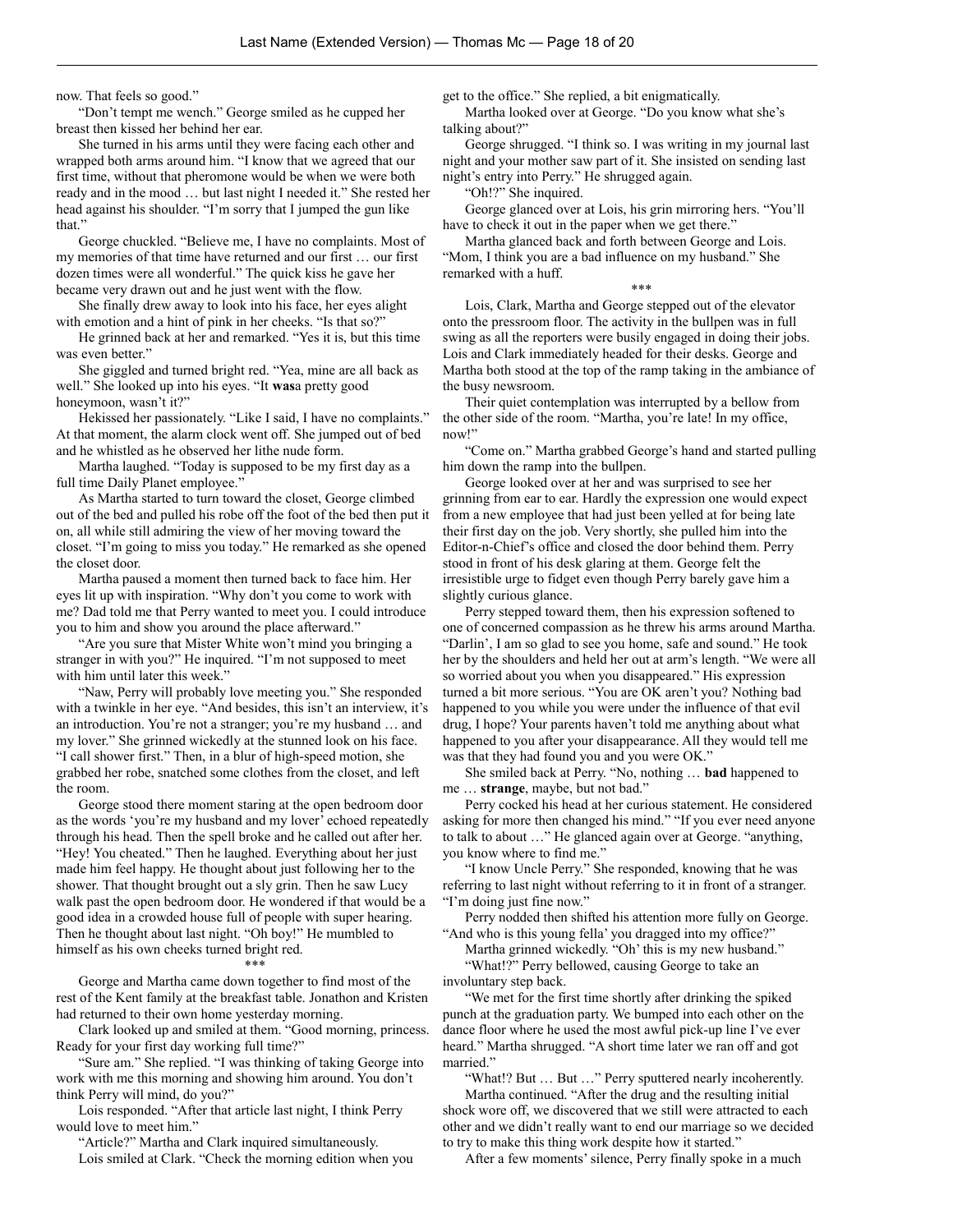now. That feels so good."

"Don't tempt me wench." George smiled as he cupped her breast then kissed her behind her ear.

She turned in his arms until they were facing each other and wrapped both arms around him. "I know that we agreed that our first time, without that pheromone would be when we were both ready and in the mood … but last night I needed it." She rested her head against his shoulder. "I'm sorry that I jumped the gun like that."

George chuckled. "Believe me, I have no complaints. Most of my memories of that time have returned and our first … our first dozen times were all wonderful." The quick kiss he gave her became very drawn out and he just went with the flow.

She finally drew away to look into his face, her eyes alight with emotion and a hint of pink in her cheeks. "Is that so?"

He grinned back at her and remarked. "Yes it is, but this time was even better."

She giggled and turned bright red. "Yea, mine are all back as well." She looked up into his eyes. "It **was**a pretty good honeymoon, wasn't it?"

Hekissed her passionately. "Like I said, I have no complaints." At that moment, the alarm clock went off. She jumped out of bed and he whistled as he observed her lithe nude form.

Martha laughed. "Today is supposed to be my first day as a full time Daily Planet employee."

As Martha started to turn toward the closet, George climbed out of the bed and pulled his robe off the foot of the bed then put it on, all while still admiring the view of her moving toward the closet. "I'm going to miss you today." He remarked as she opened the closet door.

Martha paused a moment then turned back to face him. Her eyes lit up with inspiration. "Why don't you come to work with me? Dad told me that Perry wanted to meet you. I could introduce you to him and show you around the place afterward."

"Are you sure that Mister White won't mind you bringing a stranger in with you?" He inquired. "I'm not supposed to meet with him until later this week."

"Naw, Perry will probably love meeting you." She responded with a twinkle in her eye. "And besides, this isn't an interview, it's an introduction. You're not a stranger; you're my husband … and my lover." She grinned wickedly at the stunned look on his face. "I call shower first." Then, in a blur of high-speed motion, she grabbed her robe, snatched some clothes from the closet, and left the room.

George stood there moment staring at the open bedroom door as the words 'you're my husband and my lover' echoed repeatedly through his head. Then the spell broke and he called out after her. "Hey! You cheated." Then he laughed. Everything about her just made him feel happy. He thought about just following her to the shower. That thought brought out a sly grin. Then he saw Lucy walk past the open bedroom door. He wondered if that would be a good idea in a crowded house full of people with super hearing. Then he thought about last night. "Oh boy!" He mumbled to himself as his own cheeks turned bright red.

\*\*\*

George and Martha came down together to find most of the rest of the Kent family at the breakfast table. Jonathon and Kristen had returned to their own home yesterday morning.

Clark looked up and smiled at them. "Good morning, princess. Ready for your first day working full time?"

"Sure am." She replied. "I was thinking of taking George into work with me this morning and showing him around. You don't think Perry will mind, do you?"

Lois responded. "After that article last night, I think Perry would love to meet him."

"Article?" Martha and Clark inquired simultaneously.

Lois smiled at Clark. "Check the morning edition when you get to the office." She replied, a bit enigmatically.

Martha looked over at George. "Do you know what she's talking about?"

George shrugged. "I think so. I was writing in my journal last night and your mother saw part of it. She insisted on sending last night's entry into Perry." He shrugged again.

"Oh!?" She inquired.

George glanced over at Lois, his grin mirroring hers. "You'll have to check it out in the paper when we get there."

Martha glanced back and forth between George and Lois. "Mom, I think you are a bad influence on my husband." She remarked with a huff.

\*\*\*

Lois, Clark, Martha and George stepped out of the elevator onto the pressroom floor. The activity in the bullpen was in full swing as all the reporters were busily engaged in doing their jobs. Lois and Clark immediately headed for their desks. George and Martha both stood at the top of the ramp taking in the ambiance of the busy newsroom.

Their quiet contemplation was interrupted by a bellow from the other side of the room. "Martha, you're late! In my office, now!"

"Come on." Martha grabbed George's hand and started pulling him down the ramp into the bullpen.

George looked over at her and was surprised to see her grinning from ear to ear. Hardly the expression one would expect from a new employee that had just been yelled at for being late their first day on the job. Very shortly, she pulled him into the Editor-n-Chief's office and closed the door behind them. Perry stood in front of his desk glaring at them. George felt the irresistible urge to fidget even though Perry barely gave him a slightly curious glance.

Perry stepped toward them, then his expression softened to one of concerned compassion as he threw his arms around Martha. "Darlin', I am so glad to see you home, safe and sound." He took her by the shoulders and held her out at arm's length. "We were all so worried about you when you disappeared." His expression turned a bit more serious. "You are OK aren't you? Nothing bad happened to you while you were under the influence of that evil drug, I hope? Your parents haven't told me anything about what happened to you after your disappearance. All they would tell me was that they had found you and you were OK."

She smiled back at Perry. "No, nothing … **bad** happened to me … **strange**, maybe, but not bad."

Perry cocked his head at her curious statement. He considered asking for more then changed his mind." "If you ever need anyone to talk to about …" He glanced again over at George. "anything, you know where to find me."

"I know Uncle Perry." She responded, knowing that he was referring to last night without referring to it in front of a stranger. "I'm doing just fine now."

Perry nodded then shifted his attention more fully on George. "And who is this young fella' you dragged into my office?"

Martha grinned wickedly. "Oh' this is my new husband."

"What!?" Perry bellowed, causing George to take an involuntary step back.

"We met for the first time shortly after drinking the spiked punch at the graduation party. We bumped into each other on the dance floor where he used the most awful pick-up line I've ever heard." Martha shrugged. "A short time later we ran off and got married."

"What!? But … But …" Perry sputtered nearly incoherently.

Martha continued. "After the drug and the resulting initial shock wore off, we discovered that we still were attracted to each other and we didn't really want to end our marriage so we decided to try to make this thing work despite how it started."

After a few moments' silence, Perry finally spoke in a much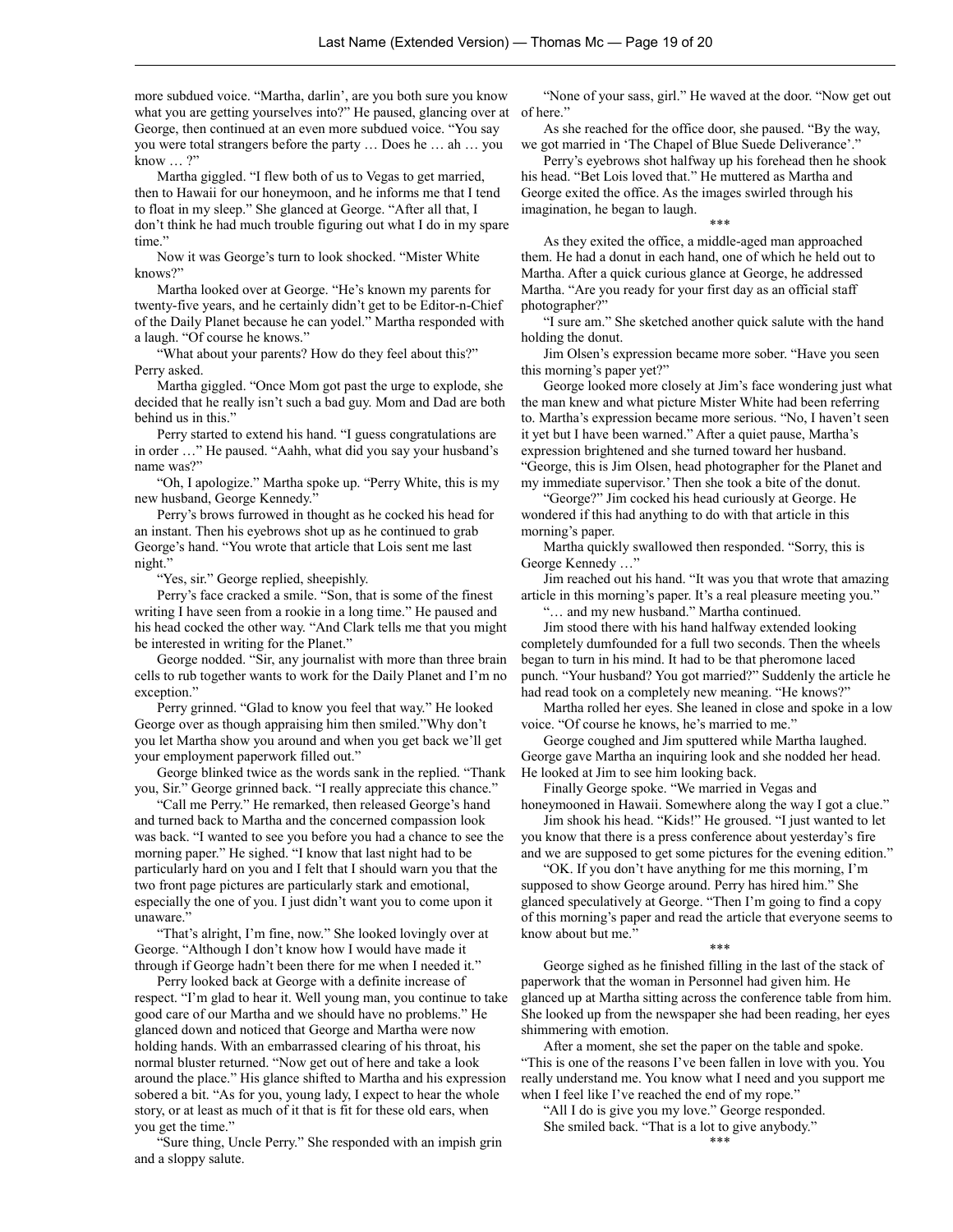more subdued voice. "Martha, darlin', are you both sure you know what you are getting yourselves into?" He paused, glancing over at George, then continued at an even more subdued voice. "You say you were total strangers before the party … Does he … ah … you know … ?"

Martha giggled. "I flew both of us to Vegas to get married, then to Hawaii for our honeymoon, and he informs me that I tend to float in my sleep." She glanced at George. "After all that, I don't think he had much trouble figuring out what I do in my spare time."

Now it was George's turn to look shocked. "Mister White knows?"

Martha looked over at George. "He's known my parents for twenty-five years, and he certainly didn't get to be Editor-n-Chief of the Daily Planet because he can yodel." Martha responded with a laugh. "Of course he knows."

"What about your parents? How do they feel about this?" Perry asked.

Martha giggled. "Once Mom got past the urge to explode, she decided that he really isn't such a bad guy. Mom and Dad are both behind us in this."

Perry started to extend his hand. "I guess congratulations are in order …" He paused. "Aahh, what did you say your husband's name was?"

"Oh, I apologize." Martha spoke up. "Perry White, this is my new husband, George Kennedy."

Perry's brows furrowed in thought as he cocked his head for an instant. Then his eyebrows shot up as he continued to grab George's hand. "You wrote that article that Lois sent me last night."

"Yes, sir." George replied, sheepishly.

Perry's face cracked a smile. "Son, that is some of the finest writing I have seen from a rookie in a long time." He paused and his head cocked the other way. "And Clark tells me that you might be interested in writing for the Planet."

George nodded. "Sir, any journalist with more than three brain cells to rub together wants to work for the Daily Planet and I'm no exception."

Perry grinned. "Glad to know you feel that way." He looked George over as though appraising him then smiled."Why don't you let Martha show you around and when you get back we'll get your employment paperwork filled out."

George blinked twice as the words sank in the replied. "Thank you, Sir." George grinned back. "I really appreciate this chance."

"Call me Perry." He remarked, then released George's hand and turned back to Martha and the concerned compassion look was back. "I wanted to see you before you had a chance to see the morning paper." He sighed. "I know that last night had to be particularly hard on you and I felt that I should warn you that the two front page pictures are particularly stark and emotional, especially the one of you. I just didn't want you to come upon it unaware."

"That's alright, I'm fine, now." She looked lovingly over at George. "Although I don't know how I would have made it through if George hadn't been there for me when I needed it."

Perry looked back at George with a definite increase of respect. "I'm glad to hear it. Well young man, you continue to take good care of our Martha and we should have no problems." He glanced down and noticed that George and Martha were now holding hands. With an embarrassed clearing of his throat, his normal bluster returned. "Now get out of here and take a look around the place." His glance shifted to Martha and his expression sobered a bit. "As for you, young lady, I expect to hear the whole story, or at least as much of it that is fit for these old ears, when you get the time."

"Sure thing, Uncle Perry." She responded with an impish grin and a sloppy salute.

"None of your sass, girl." He waved at the door. "Now get out of here."

As she reached for the office door, she paused. "By the way, we got married in 'The Chapel of Blue Suede Deliverance'."

Perry's eyebrows shot halfway up his forehead then he shook his head. "Bet Lois loved that." He muttered as Martha and George exited the office. As the images swirled through his imagination, he began to laugh.

\*\*\*

As they exited the office, a middle-aged man approached them. He had a donut in each hand, one of which he held out to Martha. After a quick curious glance at George, he addressed Martha. "Are you ready for your first day as an official staff photographer?"

"I sure am." She sketched another quick salute with the hand holding the donut.

Jim Olsen's expression became more sober. "Have you seen this morning's paper yet?"

George looked more closely at Jim's face wondering just what the man knew and what picture Mister White had been referring to. Martha's expression became more serious. "No, I haven't seen it yet but I have been warned." After a quiet pause, Martha's expression brightened and she turned toward her husband. "George, this is Jim Olsen, head photographer for the Planet and my immediate supervisor.' Then she took a bite of the donut.

"George?" Jim cocked his head curiously at George. He wondered if this had anything to do with that article in this morning's paper.

Martha quickly swallowed then responded. "Sorry, this is George Kennedy …"

Jim reached out his hand. "It was you that wrote that amazing article in this morning's paper. It's a real pleasure meeting you."

"… and my new husband." Martha continued.

Jim stood there with his hand halfway extended looking completely dumfounded for a full two seconds. Then the wheels began to turn in his mind. It had to be that pheromone laced punch. "Your husband? You got married?" Suddenly the article he had read took on a completely new meaning. "He knows?"

Martha rolled her eyes. She leaned in close and spoke in a low voice. "Of course he knows, he's married to me."

George coughed and Jim sputtered while Martha laughed. George gave Martha an inquiring look and she nodded her head. He looked at Jim to see him looking back.

Finally George spoke. "We married in Vegas and honeymooned in Hawaii. Somewhere along the way I got a clue."

Jim shook his head. "Kids!" He groused. "I just wanted to let you know that there is a press conference about yesterday's fire and we are supposed to get some pictures for the evening edition."

"OK. If you don't have anything for me this morning, I'm supposed to show George around. Perry has hired him." She glanced speculatively at George. "Then I'm going to find a copy of this morning's paper and read the article that everyone seems to know about but me."

\*\*\*

George sighed as he finished filling in the last of the stack of paperwork that the woman in Personnel had given him. He glanced up at Martha sitting across the conference table from him. She looked up from the newspaper she had been reading, her eyes shimmering with emotion.

After a moment, she set the paper on the table and spoke. "This is one of the reasons I've been fallen in love with you. You really understand me. You know what I need and you support me when I feel like I've reached the end of my rope."

"All I do is give you my love." George responded.

She smiled back. "That is a lot to give anybody."

\*\*\*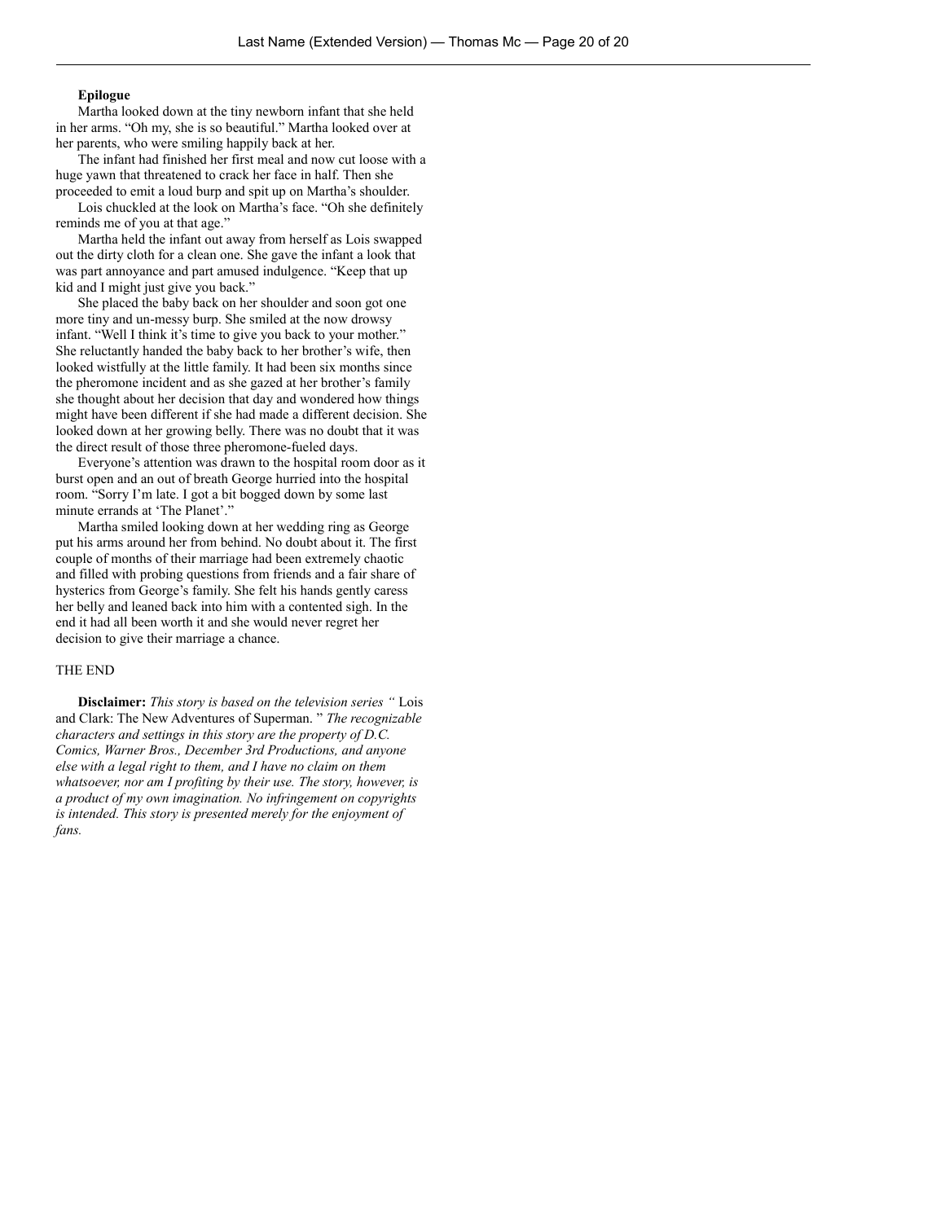**Epilogue**

Martha looked down at the tiny newborn infant that she held in her arms. “Oh my, she is so beautiful.” Martha looked over at her parents, who were smiling happily back at her.

The infant had finished her first meal and now cut loose with a huge yawn that threatened to crack her face in half. Then she proceeded to emit a loud burp and spit up on Martha’s shoulder.

Lois chuckled at the look on Martha’s face. “Oh she definitely reminds me of you at that age.”

Martha held the infant out away from herself as Lois swapped out the dirty cloth for a clean one. She gave the infant a look that was part annoyance and part amused indulgence. “Keep that up kid and I might just give you back.”

She placed the baby back on her shoulder and soon got one more tiny and un-messy burp. She smiled at the now drowsy infant. “Well I think it’s time to give you back to your mother.” She reluctantly handed the baby back to her brother’s wife, then looked wistfully at the little family. It had been six months since the pheromone incident and as she gazed at her brother’s family she thought about her decision that day and wondered how things might have been different if she had made a different decision. She looked down at her growing belly. There was no doubt that it was the direct result of those three pheromone-fueled days.

Everyone’s attention was drawn to the hospital room door as it burst open and an out of breath George hurried into the hospital room. “Sorry I’m late. I got a bit bogged down by some last minute errands at ‘The Planet’.”

Martha smiled looking down at her wedding ring as George put his arms around her from behind. No doubt about it. The first couple of months of their marriage had been extremely chaotic and filled with probing questions from friends and a fair share of hysterics from George’s family. She felt his hands gently caress her belly and leaned back into him with a contented sigh. In the end it had all been worth it and she would never regret her decision to give their marriage a chance.

THE END

**Disclaimer:** *This story is based on the television series “* Lois and Clark: The New Adventures of Superman. *” The recognizable characters and settings in this story are the property of D.C. Comics, Warner Bros., December 3rd Productions, and anyone else with a legal right to them, and I have no claim on them whatsoever, nor am I profiting by their use. The story, however, is a product of my own imagination. No infringement on copyrights is intended. This story is presented merely for the enjoyment of fans.*